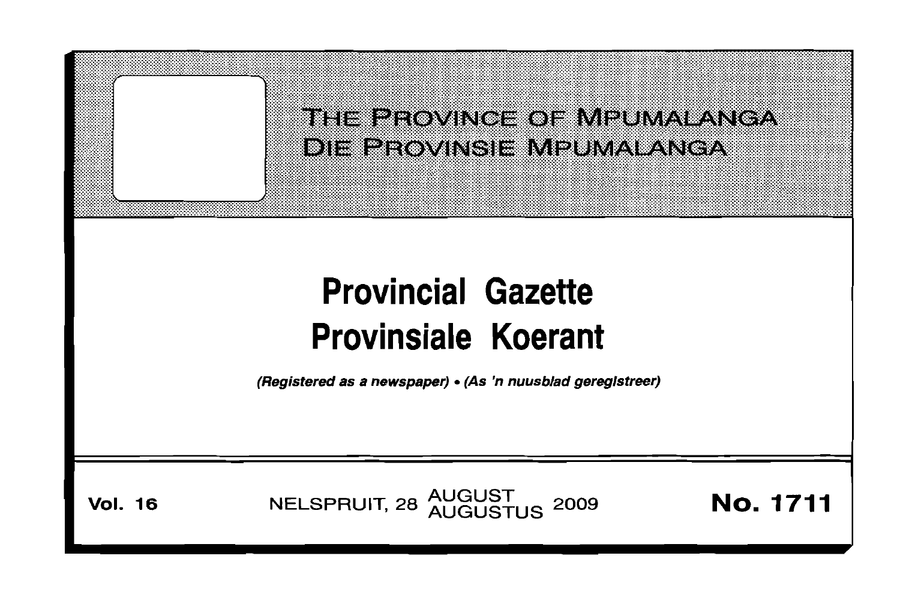# THE PROVINCE OF MPUMALANGA
# DIE PROVINSIE MPUMALANGA

# Provincial Gazette
# Provinsiale Koerant

*(Registered as a newspaper) • (As 'n nuusblad geregistreer)*

**Vol. 16** NELSPRUIT, 28 AUGUST / AUGUSTUS 2009 **No. 1711**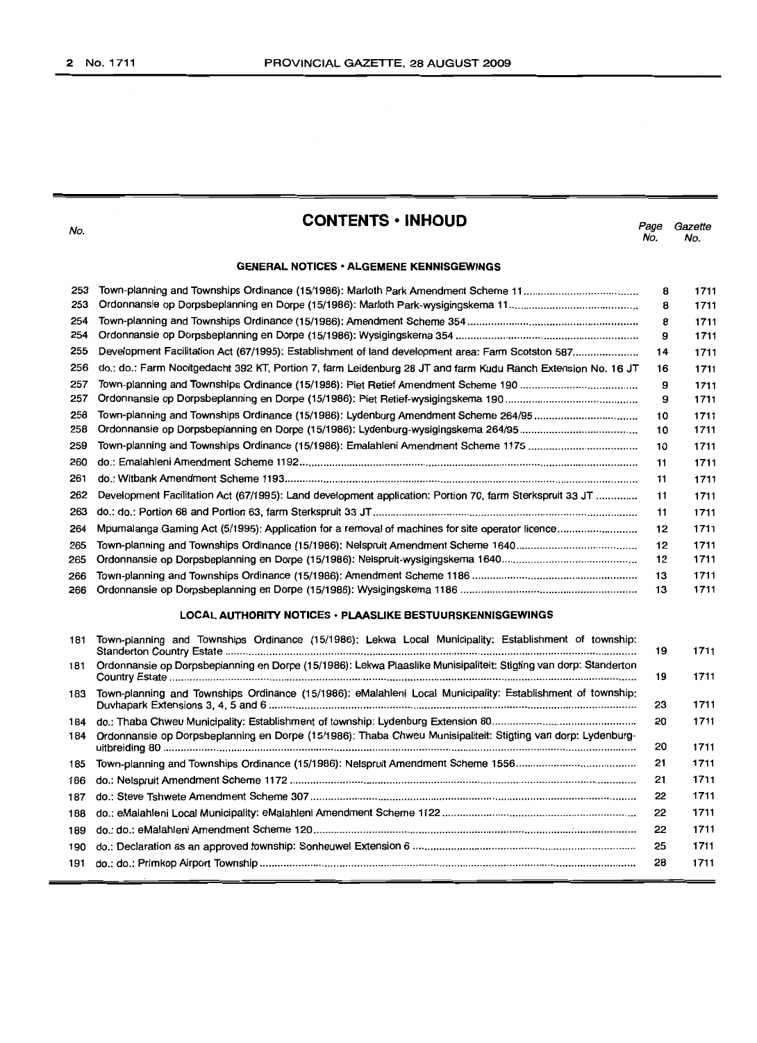# CONTENTS • INHOUD

| No. | | Page No. | Gazette No. |
|---|---|---|---|
| | **GENERAL NOTICES • ALGEMENE KENNISGEWINGS** | | |
| 253 | Town-planning and Townships Ordinance (15/1986): Marloth Park Amendment Scheme 11 | 8 | 1711 |
| 253 | Ordonnansie op Dorpsbeplanning en Dorpe (15/1986): Marloth Park-wysigingskema 11 | 8 | 1711 |
| 254 | Town-planning and Townships Ordinance (15/1986): Amendment Scheme 354 | 8 | 1711 |
| 254 | Ordonnansie op Dorpsbeplanning en Dorpe (15/1986): Wysigingskema 354 | 9 | 1711 |
| 255 | Development Facilitation Act (67/1995): Establishment of land development area: Farm Scotston 587 | 14 | 1711 |
| 256 | do.: do.: Farm Nooitgedacht 392 KT, Portion 7, farm Leidenburg 28 JT and farm Kudu Ranch Extension No. 16 JT | 16 | 1711 |
| 257 | Town-planning and Townships Ordinance (15/1986): Piet Retief Amendment Scheme 190 | 9 | 1711 |
| 257 | Ordonnansie op Dorpsbeplanning en Dorpe (15/1986): Piet Retief-wysigingskema 190 | 9 | 1711 |
| 258 | Town-planning and Townships Ordinance (15/1986): Lydenburg Amendment Scheme 264/95 | 10 | 1711 |
| 258 | Ordonnansie op Dorpsbeplanning en Dorpe (15/1986): Lydenburg-wysigingskema 264/95 | 10 | 1711 |
| 259 | Town-planning and Townships Ordinance (15/1986): Emalahleni Amendment Scheme 1175 | 10 | 1711 |
| 260 | do.: Emalahleni Amendment Scheme 1192 | 11 | 1711 |
| 261 | do.: Witbank Amendment Scheme 1193 | 11 | 1711 |
| 262 | Development Facilitation Act (67/1995): Land development application: Portion 70, farm Sterkspruit 33 JT | 11 | 1711 |
| 263 | do.: do.: Portion 68 and Portion 63, farm Sterkspruit 33 JT | 11 | 1711 |
| 264 | Mpumalanga Gaming Act (5/1995): Application for a removal of machines for site operator licence | 12 | 1711 |
| 265 | Town-planning and Townships Ordinance (15/1986): Nelspruit Amendment Scheme 1640 | 12 | 1711 |
| 265 | Ordonnansie op Dorpsbeplanning en Dorpe (15/1986): Nelspruit-wysigingskema 1640 | 12 | 1711 |
| 266 | Town-planning and Townships Ordinance (15/1986): Amendment Scheme 1186 | 13 | 1711 |
| 266 | Ordonnansie op Dorpsbeplanning en Dorpe (15/1986): Wysigingskema 1186 | 13 | 1711 |
| | **LOCAL AUTHORITY NOTICES • PLAASLIKE BESTUURSKENNISGEWINGS** | | |
| 181 | Town-planning and Townships Ordinance (15/1986): Lekwa Local Municipality: Establishment of township: Standerton Country Estate | 19 | 1711 |
| 181 | Ordonnansie op Dorpsbeplanning en Dorpe (15/1986): Lekwa Plaaslike Munisipaliteit: Stigting van dorp: Standerton Country Estate | 19 | 1711 |
| 183 | Town-planning and Townships Ordinance (15/1986): eMalahleni Local Municipality: Establishment of township: Duvhapark Extensions 3, 4, 5 and 6 | 23 | 1711 |
| 184 | do.: Thaba Chweu Municipality: Establishment of township: Lydenburg Extension 80 | 20 | 1711 |
| 184 | Ordonnansie op Dorpsbeplanning en Dorpe (15/1986): Thaba Chweu Munisipaliteit: Stigting van dorp: Lydenburg-uitbreiding 80 | 20 | 1711 |
| 185 | Town-planning and Townships Ordinance (15/1986): Nelspruit Amendment Scheme 1556 | 21 | 1711 |
| 186 | do.: Nelspruit Amendment Scheme 1172 | 21 | 1711 |
| 187 | do.: Steve Tshwete Amendment Scheme 307 | 22 | 1711 |
| 188 | do.: eMalahleni Local Municipality: eMalahleni Amendment Scheme 1122 | 22 | 1711 |
| 189 | do.: do.: eMalahleni Amendment Scheme 120 | 22 | 1711 |
| 190 | do.: Declaration as an approved township: Sonheuwel Extension 6 | 25 | 1711 |
| 191 | do.: do.: Primkop Airport Township | 28 | 1711 |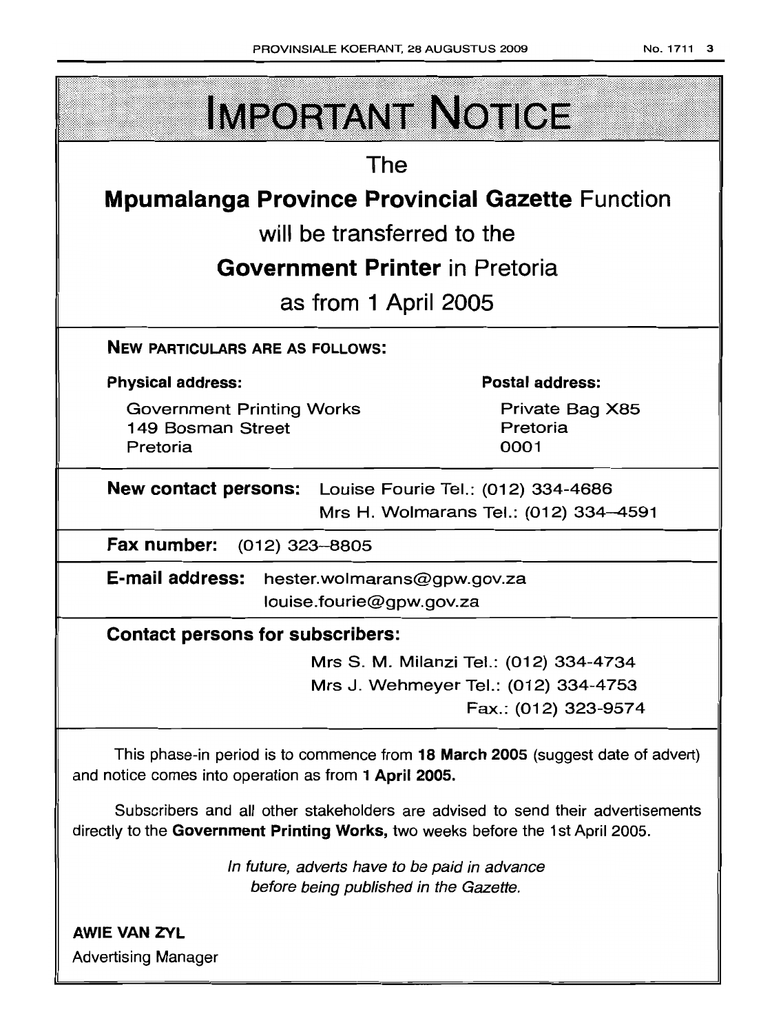# IMPORTANT NOTICE

The

**Mpumalanga Province Provincial Gazette** Function

will be transferred to the

**Government Printer** in Pretoria

as from 1 April 2005

**NEW PARTICULARS ARE AS FOLLOWS:**

**Physical address:**

Government Printing Works
149 Bosman Street
Pretoria

**Postal address:**

Private Bag X85
Pretoria
0001

**New contact persons:** Louise Fourie Tel.: (012) 334-4686
Mrs H. Wolmarans Tel.: (012) 334–4591

**Fax number:** (012) 323–8805

**E-mail address:** hester.wolmarans@gpw.gov.za
louise.fourie@gpw.gov.za

**Contact persons for subscribers:**

Mrs S. M. Milanzi Tel.: (012) 334-4734
Mrs J. Wehmeyer Tel.: (012) 334-4753
Fax.: (012) 323-9574

This phase-in period is to commence from **18 March 2005** (suggest date of advert) and notice comes into operation as from **1 April 2005.**

Subscribers and all other stakeholders are advised to send their advertisements directly to the **Government Printing Works,** two weeks before the 1st April 2005.

*In future, adverts have to be paid in advance before being published in the Gazette.*

**AWIE VAN ZYL**
Advertising Manager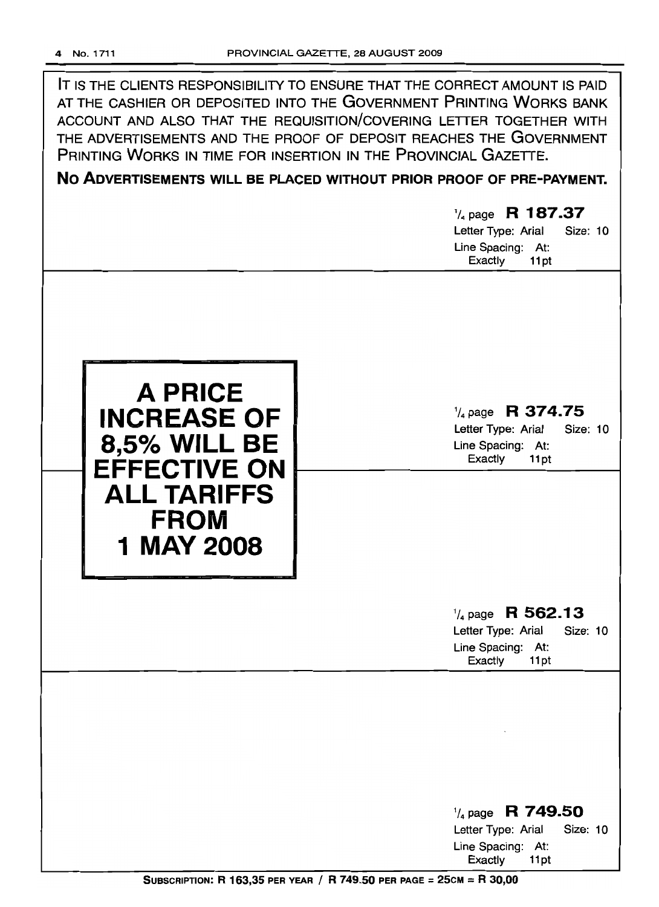IT IS THE CLIENTS RESPONSIBILITY TO ENSURE THAT THE CORRECT AMOUNT IS PAID AT THE CASHIER OR DEPOSITED INTO THE GOVERNMENT PRINTING WORKS BANK ACCOUNT AND ALSO THAT THE REQUISITION/COVERING LETTER TOGETHER WITH THE ADVERTISEMENTS AND THE PROOF OF DEPOSIT REACHES THE GOVERNMENT PRINTING WORKS IN TIME FOR INSERTION IN THE PROVINCIAL GAZETTE.

**NO ADVERTISEMENTS WILL BE PLACED WITHOUT PRIOR PROOF OF PRE-PAYMENT.**

¼ page **R 187.37**
Letter Type: Arial Size: 10
Line Spacing: At: Exactly 11pt

**A PRICE INCREASE OF 8,5% WILL BE EFFECTIVE ON ALL TARIFFS FROM 1 MAY 2008**

¼ page **R 374.75**
Letter Type: Arial Size: 10
Line Spacing: At: Exactly 11pt

¼ page **R 562.13**
Letter Type: Arial Size: 10
Line Spacing: At: Exactly 11pt

¼ page **R 749.50**
Letter Type: Arial Size: 10
Line Spacing: At: Exactly 11pt

**SUBSCRIPTION: R 163,35 PER YEAR / R 749.50 PER PAGE = 25CM = R 30,00**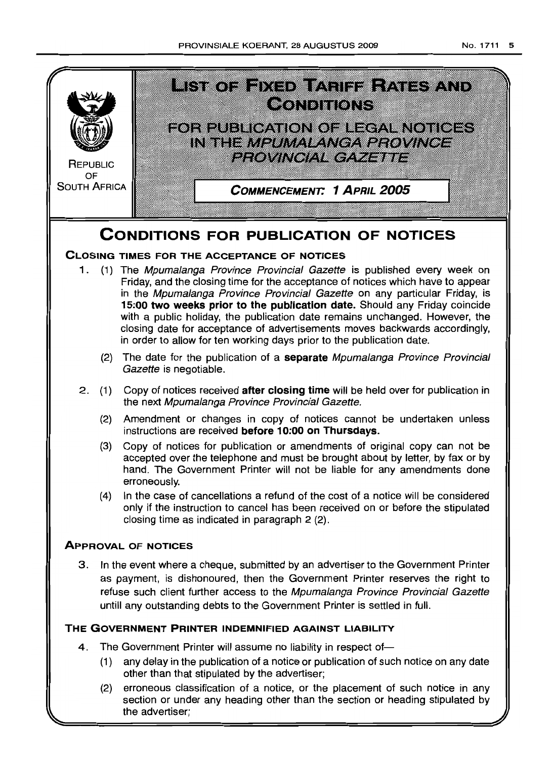REPUBLIC OF SOUTH AFRICA

# LIST OF FIXED TARIFF RATES AND CONDITIONS

## FOR PUBLICATION OF LEGAL NOTICES IN THE *MPUMALANGA PROVINCE PROVINCIAL GAZETTE*

**COMMENCEMENT: 1 APRIL 2005**

# CONDITIONS FOR PUBLICATION OF NOTICES

### CLOSING TIMES FOR THE ACCEPTANCE OF NOTICES

1. (1) The *Mpumalanga Province Provincial Gazette* is published every week on Friday, and the closing time for the acceptance of notices which have to appear in the *Mpumalanga Province Provincial Gazette* on any particular Friday, is **15:00 two weeks prior to the publication date.** Should any Friday coincide with a public holiday, the publication date remains unchanged. However, the closing date for acceptance of advertisements moves backwards accordingly, in order to allow for ten working days prior to the publication date.

   (2) The date for the publication of a **separate** *Mpumalanga Province Provincial Gazette* is negotiable.

2. (1) Copy of notices received **after closing time** will be held over for publication in the next *Mpumalanga Province Provincial Gazette.*

   (2) Amendment or changes in copy of notices cannot be undertaken unless instructions are received **before 10:00 on Thursdays.**

   (3) Copy of notices for publication or amendments of original copy can not be accepted over the telephone and must be brought about by letter, by fax or by hand. The Government Printer will not be liable for any amendments done erroneously.

   (4) In the case of cancellations a refund of the cost of a notice will be considered only if the instruction to cancel has been received on or before the stipulated closing time as indicated in paragraph 2 (2).

### APPROVAL OF NOTICES

3. In the event where a cheque, submitted by an advertiser to the Government Printer as payment, is dishonoured, then the Government Printer reserves the right to refuse such client further access to the *Mpumalanga Province Provincial Gazette* untill any outstanding debts to the Government Printer is settled in full.

### THE GOVERNMENT PRINTER INDEMNIFIED AGAINST LIABILITY

4. The Government Printer will assume no liability in respect of—

   (1) any delay in the publication of a notice or publication of such notice on any date other than that stipulated by the advertiser;

   (2) erroneous classification of a notice, or the placement of such notice in any section or under any heading other than the section or heading stipulated by the advertiser;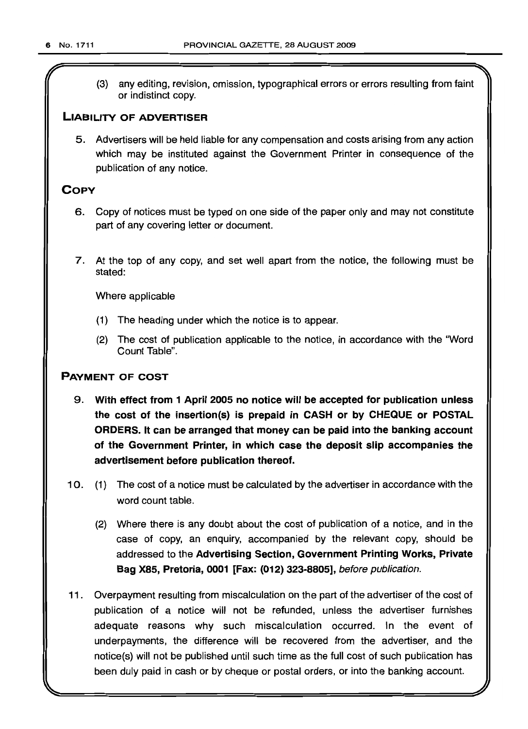(3) any editing, revision, omission, typographical errors or errors resulting from faint or indistinct copy.

## LIABILITY OF ADVERTISER

5. Advertisers will be held liable for any compensation and costs arising from any action which may be instituted against the Government Printer in consequence of the publication of any notice.

## COPY

6. Copy of notices must be typed on one side of the paper only and may not constitute part of any covering letter or document.

7. At the top of any copy, and set well apart from the notice, the following must be stated:

   Where applicable

   (1) The heading under which the notice is to appear.

   (2) The cost of publication applicable to the notice, in accordance with the "Word Count Table".

## PAYMENT OF COST

9. **With effect from 1 April 2005 no notice will be accepted for publication unless the cost of the insertion(s) is prepaid in CASH or by CHEQUE or POSTAL ORDERS. It can be arranged that money can be paid into the banking account of the Government Printer, in which case the deposit slip accompanies the advertisement before publication thereof.**

10. (1) The cost of a notice must be calculated by the advertiser in accordance with the word count table.

    (2) Where there is any doubt about the cost of publication of a notice, and in the case of copy, an enquiry, accompanied by the relevant copy, should be addressed to the **Advertising Section, Government Printing Works, Private Bag X85, Pretoria, 0001 [Fax: (012) 323-8805]**, *before publication.*

11. Overpayment resulting from miscalculation on the part of the advertiser of the cost of publication of a notice will not be refunded, unless the advertiser furnishes adequate reasons why such miscalculation occurred. In the event of underpayments, the difference will be recovered from the advertiser, and the notice(s) will not be published until such time as the full cost of such publication has been duly paid in cash or by cheque or postal orders, or into the banking account.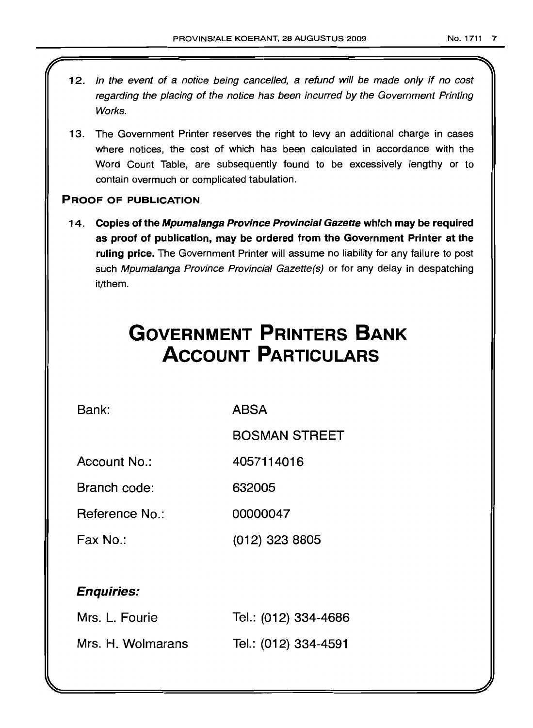12. *In the event of a notice being cancelled, a refund will be made only if no cost regarding the placing of the notice has been incurred by the Government Printing Works.*

13. The Government Printer reserves the right to levy an additional charge in cases where notices, the cost of which has been calculated in accordance with the Word Count Table, are subsequently found to be excessively lengthy or to contain overmuch or complicated tabulation.

### PROOF OF PUBLICATION

14. **Copies of the *Mpumalanga Province Provincial Gazette* which may be required as proof of publication, may be ordered from the Government Printer at the ruling price.** The Government Printer will assume no liability for any failure to post such *Mpumalanga Province Provincial Gazette(s)* or for any delay in despatching it/them.

# GOVERNMENT PRINTERS BANK ACCOUNT PARTICULARS

| | |
|---|---|
| Bank: | ABSA |
| | BOSMAN STREET |
| Account No.: | 4057114016 |
| Branch code: | 632005 |
| Reference No.: | 00000047 |
| Fax No.: | (012) 323 8805 |

### *Enquiries:*

| | |
|---|---|
| Mrs. L. Fourie | Tel.: (012) 334-4686 |
| Mrs. H. Wolmarans | Tel.: (012) 334-4591 |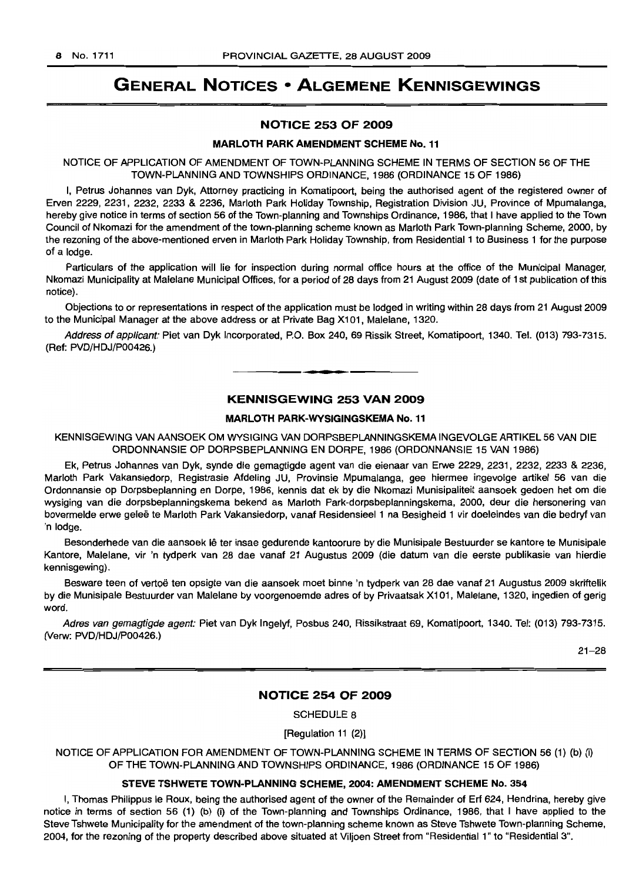# GENERAL NOTICES • ALGEMENE KENNISGEWINGS

## NOTICE 253 OF 2009

### MARLOTH PARK AMENDMENT SCHEME No. 11

NOTICE OF APPLICATION OF AMENDMENT OF TOWN-PLANNING SCHEME IN TERMS OF SECTION 56 OF THE TOWN-PLANNING AND TOWNSHIPS ORDINANCE, 1986 (ORDINANCE 15 OF 1986)

I, Petrus Johannes van Dyk, Attorney practicing in Komatipoort, being the authorised agent of the registered owner of Erven 2229, 2231, 2232, 2233 & 2236, Marloth Park Holiday Township, Registration Division JU, Province of Mpumalanga, hereby give notice in terms of section 56 of the Town-planning and Townships Ordinance, 1986, that I have applied to the Town Council of Nkomazi for the amendment of the town-planning scheme known as Marloth Park Town-planning Scheme, 2000, by the rezoning of the above-mentioned erven in Marloth Park Holiday Township, from Residential 1 to Business 1 for the purpose of a lodge.

Particulars of the application will lie for inspection during normal office hours at the office of the Municipal Manager, Nkomazi Municipality at Malelane Municipal Offices, for a period of 28 days from 21 August 2009 (date of 1st publication of this notice).

Objections to or representations in respect of the application must be lodged in writing within 28 days from 21 August 2009 to the Municipal Manager at the above address or at Private Bag X101, Malelane, 1320.

*Address of applicant:* Piet van Dyk Incorporated, P.O. Box 240, 69 Rissik Street, Komatipoort, 1340. Tel. (013) 793-7315. (Ref: PVD/HDJ/P00426.)

---

## KENNISGEWING 253 VAN 2009

### MARLOTH PARK-WYSIGINGSKEMA No. 11

KENNISGEWING VAN AANSOEK OM WYSIGING VAN DORPSBEPLANNINGSKEMA INGEVOLGE ARTIKEL 56 VAN DIE ORDONNANSIE OP DORPSBEPLANNING EN DORPE, 1986 (ORDONNANSIE 15 VAN 1986)

Ek, Petrus Johannes van Dyk, synde die gemagtigde agent van die eienaar van Erwe 2229, 2231, 2232, 2233 & 2236, Marloth Park Vakansiedorp, Registrasie Afdeling JU, Provinsie Mpumalanga, gee hiermee ingevolge artikel 56 van die Ordonnansie op Dorpsbeplanning en Dorpe, 1986, kennis dat ek by die Nkomazi Munisipaliteit aansoek gedoen het om die wysiging van die dorpsbeplanningskema bekend as Marloth Park-dorpsbeplanningskema, 2000, deur die hersonering van bovermelde erwe geleë te Marloth Park Vakansiedorp, vanaf Residensieel 1 na Besigheid 1 vir doeleindes van die bedryf van 'n lodge.

Besonderhede van die aansoek lê ter insae gedurende kantoorure by die Munisipale Bestuurder se kantore te Munisipale Kantore, Malelane, vir 'n tydperk van 28 dae vanaf 21 Augustus 2009 (die datum van die eerste publikasie van hierdie kennisgewing).

Besware teen of vertoë ten opsigte van die aansoek moet binne 'n tydperk van 28 dae vanaf 21 Augustus 2009 skriftelik by die Munisipale Bestuurder van Malelane by voorgenoemde adres of by Privaatsak X101, Malelane, 1320, ingedien of gerig word.

*Adres van gemagtigde agent:* Piet van Dyk Ingelyf, Posbus 240, Rissikstraat 69, Komatipoort, 1340. Tel: (013) 793-7315. (Verw: PVD/HDJ/P00426.)

21–28

---

## NOTICE 254 OF 2009

SCHEDULE 8

[Regulation 11 (2)]

NOTICE OF APPLICATION FOR AMENDMENT OF TOWN-PLANNING SCHEME IN TERMS OF SECTION 56 (1) (b) (i) OF THE TOWN-PLANNING AND TOWNSHIPS ORDINANCE, 1986 (ORDINANCE 15 OF 1986)

### STEVE TSHWETE TOWN-PLANNING SCHEME, 2004: AMENDMENT SCHEME No. 354

I, Thomas Philippus le Roux, being the authorised agent of the owner of the Remainder of Erf 624, Hendrina, hereby give notice in terms of section 56 (1) (b) (i) of the Town-planning and Townships Ordinance, 1986, that I have applied to the Steve Tshwete Municipality for the amendment of the town-planning scheme known as Steve Tshwete Town-planning Scheme, 2004, for the rezoning of the property described above situated at Viljoen Street from "Residential 1" to "Residential 3".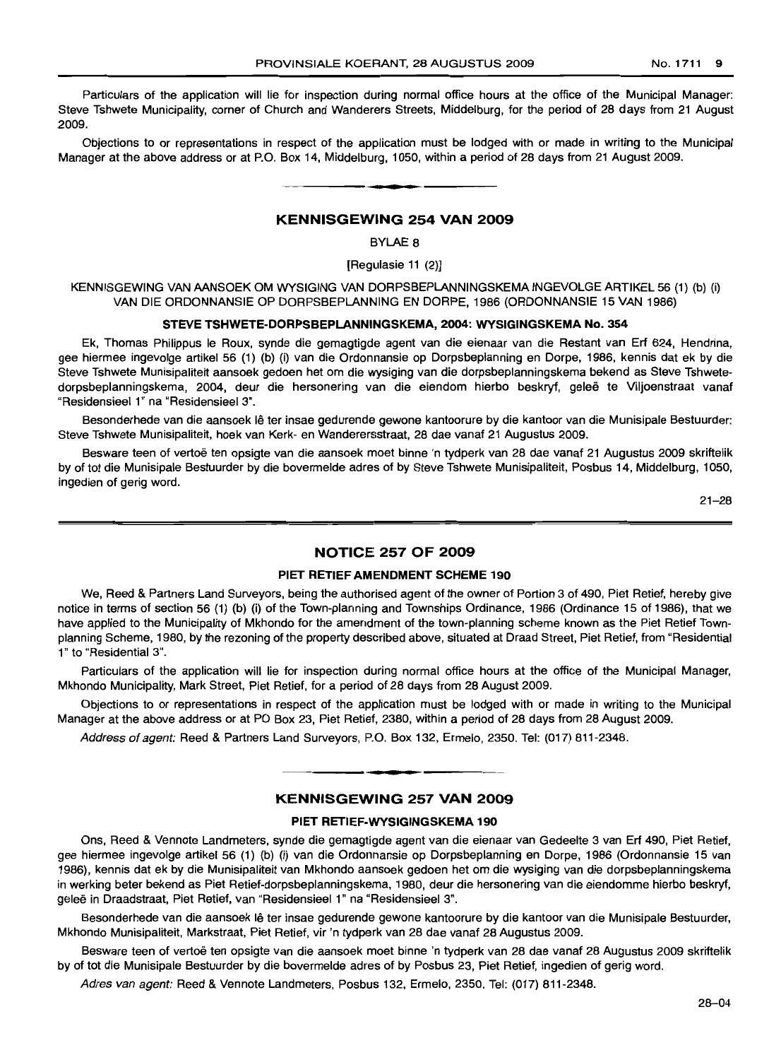Particulars of the application will lie for inspection during normal office hours at the office of the Municipal Manager: Steve Tshwete Municipality, corner of Church and Wanderers Streets, Middelburg, for the period of 28 days from 21 August 2009.

Objections to or representations in respect of the application must be lodged with or made in writing to the Municipal Manager at the above address or at P.O. Box 14, Middelburg, 1050, within a period of 28 days from 21 August 2009.

## KENNISGEWING 254 VAN 2009

BYLAE 8

[Regulasie 11 (2)]

KENNISGEWING VAN AANSOEK OM WYSIGING VAN DORPSBEPLANNINGSKEMA INGEVOLGE ARTIKEL 56 (1) (b) (i) VAN DIE ORDONNANSIE OP DORPSBEPLANNING EN DORPE, 1986 (ORDONNANSIE 15 VAN 1986)

**STEVE TSHWETE-DORPSBEPLANNINGSKEMA, 2004: WYSIGINGSKEMA No. 354**

Ek, Thomas Philippus le Roux, synde die gemagtigde agent van die eienaar van die Restant van Erf 624, Hendrina, gee hiermee ingevolge artikel 56 (1) (b) (i) van die Ordonnansie op Dorpsbeplanning en Dorpe, 1986, kennis dat ek by die Steve Tshwete Munisipaliteit aansoek gedoen het om die wysiging van die dorpsbeplanningskema bekend as Steve Tshwete-dorpsbeplanningskema, 2004, deur die hersonering van die eiendom hierbo beskryf, geleë te Viljoenstraat vanaf "Residensieel 1" na "Residensieel 3".

Besonderhede van die aansoek lê ter insae gedurende gewone kantoorure by die kantoor van die Munisipale Bestuurder: Steve Tshwete Munisipaliteit, hoek van Kerk- en Wanderersstraat, 28 dae vanaf 21 Augustus 2009.

Besware teen of vertoë ten opsigte van die aansoek moet binne 'n tydperk van 28 dae vanaf 21 Augustus 2009 skriftelik by of tot die Munisipale Bestuurder by die bovermelde adres of by Steve Tshwete Munisipaliteit, Posbus 14, Middelburg, 1050, ingedien of gerig word.

21–28

## NOTICE 257 OF 2009

**PIET RETIEF AMENDMENT SCHEME 190**

We, Reed & Partners Land Surveyors, being the authorised agent of the owner of Portion 3 of 490, Piet Retief, hereby give notice in terms of section 56 (1) (b) (i) of the Town-planning and Townships Ordinance, 1986 (Ordinance 15 of 1986), that we have applied to the Municipality of Mkhondo for the amendment of the town-planning scheme known as the Piet Retief Town-planning Scheme, 1980, by the rezoning of the property described above, situated at Draad Street, Piet Retief, from "Residential 1" to "Residential 3".

Particulars of the application will lie for inspection during normal office hours at the office of the Municipal Manager, Mkhondo Municipality, Mark Street, Piet Retief, for a period of 28 days from 28 August 2009.

Objections to or representations in respect of the application must be lodged with or made in writing to the Municipal Manager at the above address or at PO Box 23, Piet Retief, 2380, within a period of 28 days from 28 August 2009.

*Address of agent:* Reed & Partners Land Surveyors, P.O. Box 132, Ermelo, 2350. Tel: (017) 811-2348.

## KENNISGEWING 257 VAN 2009

**PIET RETIEF-WYSIGINGSKEMA 190**

Ons, Reed & Vennote Landmeters, synde die gemagtigde agent van die eienaar van Gedeelte 3 van Erf 490, Piet Retief, gee hiermee ingevolge artikel 56 (1) (b) (i) van die Ordonnansie op Dorpsbeplanning en Dorpe, 1986 (Ordonnansie 15 van 1986), kennis dat ek by die Munisipaliteit van Mkhondo aansoek gedoen het om die wysiging van die dorpsbeplanningskema in werking beter bekend as Piet Retief-dorpsbeplanningskema, 1980, deur die hersonering van die eiendomme hierbo beskryf, geleë in Draadstraat, Piet Retief, van "Residensieel 1" na "Residensieel 3".

Besonderhede van die aansoek lê ter insae gedurende gewone kantoorure by die kantoor van die Munisipale Bestuurder, Mkhondo Munisipaliteit, Markstraat, Piet Retief, vir 'n tydperk van 28 dae vanaf 28 Augustus 2009.

Besware teen of vertoë ten opsigte van die aansoek moet binne 'n tydperk van 28 dae vanaf 28 Augustus 2009 skriftelik by of tot die Munisipale Bestuurder by die bovermelde adres of by Posbus 23, Piet Retief, ingedien of gerig word.

*Adres van agent:* Reed & Vennote Landmeters, Posbus 132, Ermelo, 2350. Tel: (017) 811-2348.

28–04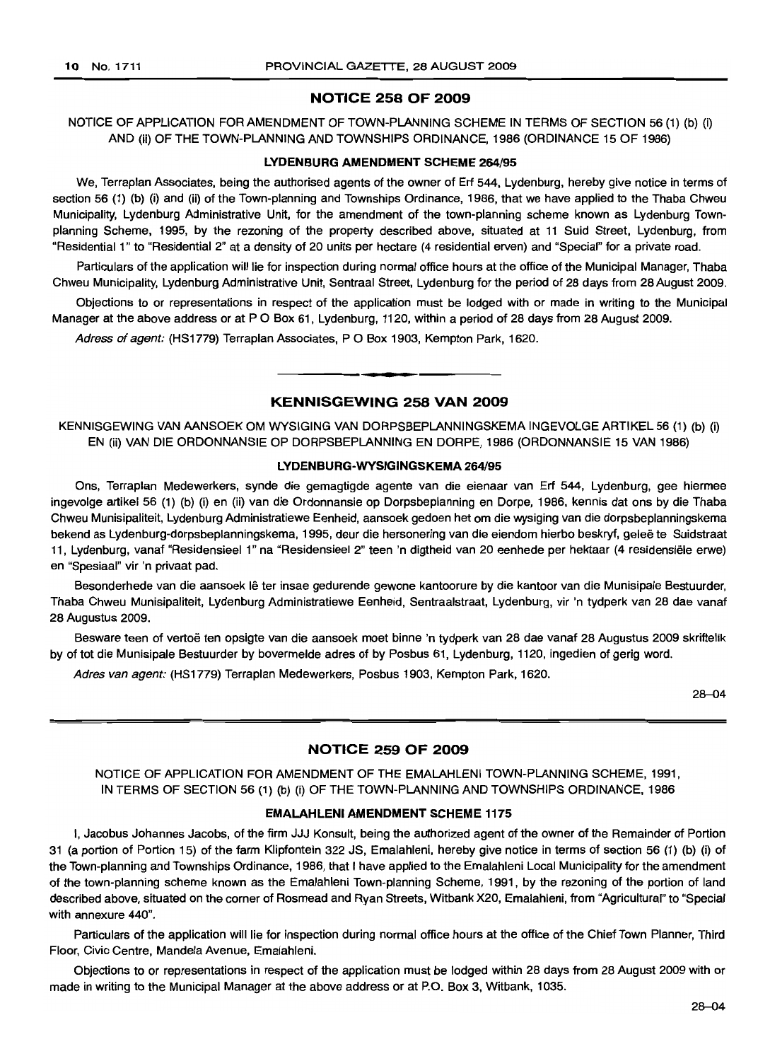## NOTICE 258 OF 2009

NOTICE OF APPLICATION FOR AMENDMENT OF TOWN-PLANNING SCHEME IN TERMS OF SECTION 56 (1) (b) (i) AND (ii) OF THE TOWN-PLANNING AND TOWNSHIPS ORDINANCE, 1986 (ORDINANCE 15 OF 1986)

### LYDENBURG AMENDMENT SCHEME 264/95

We, Terraplan Associates, being the authorised agents of the owner of Erf 544, Lydenburg, hereby give notice in terms of section 56 (1) (b) (i) and (ii) of the Town-planning and Townships Ordinance, 1986, that we have applied to the Thaba Chweu Municipality, Lydenburg Administrative Unit, for the amendment of the town-planning scheme known as Lydenburg Town-planning Scheme, 1995, by the rezoning of the property described above, situated at 11 Suid Street, Lydenburg, from "Residential 1" to "Residential 2" at a density of 20 units per hectare (4 residential erven) and "Special" for a private road.

Particulars of the application will lie for inspection during normal office hours at the office of the Municipal Manager, Thaba Chweu Municipality, Lydenburg Administrative Unit, Sentraal Street, Lydenburg for the period of 28 days from 28 August 2009.

Objections to or representations in respect of the application must be lodged with or made in writing to the Municipal Manager at the above address or at P O Box 61, Lydenburg, 1120, within a period of 28 days from 28 August 2009.

*Adress of agent:* (HS1779) Terraplan Associates, P O Box 1903, Kempton Park, 1620.

## KENNISGEWING 258 VAN 2009

KENNISGEWING VAN AANSOEK OM WYSIGING VAN DORPSBEPLANNINGSKEMA INGEVOLGE ARTIKEL 56 (1) (b) (i) EN (ii) VAN DIE ORDONNANSIE OP DORPSBEPLANNING EN DORPE, 1986 (ORDONNANSIE 15 VAN 1986)

### LYDENBURG-WYSIGINGSKEMA 264/95

Ons, Terraplan Medewerkers, synde die gemagtigde agente van die eienaar van Erf 544, Lydenburg, gee hiermee ingevolge artikel 56 (1) (b) (i) en (ii) van die Ordonnansie op Dorpsbeplanning en Dorpe, 1986, kennis dat ons by die Thaba Chweu Munisipaliteit, Lydenburg Administratiewe Eenheid, aansoek gedoen het om die wysiging van die dorpsbeplanningskema bekend as Lydenburg-dorpsbeplanningskema, 1995, deur die hersonering van die eiendom hierbo beskryf, geleë te Suidstraat 11, Lydenburg, vanaf "Residensieel 1" na "Residensieel 2" teen 'n digtheid van 20 eenhede per hektaar (4 residensiële erwe) en "Spesiaal" vir 'n privaat pad.

Besonderhede van die aansoek lê ter insae gedurende gewone kantoorure by die kantoor van die Munisipale Bestuurder, Thaba Chweu Munisipaliteit, Lydenburg Administratiewe Eenheid, Sentraalstraat, Lydenburg, vir 'n tydperk van 28 dae vanaf 28 Augustus 2009.

Besware teen of vertoë ten opsigte van die aansoek moet binne 'n tydperk van 28 dae vanaf 28 Augustus 2009 skriftelik by of tot die Munisipale Bestuurder by bovermelde adres of by Posbus 61, Lydenburg, 1120, ingedien of gerig word.

*Adres van agent:* (HS1779) Terraplan Medewerkers, Posbus 1903, Kempton Park, 1620.

28–04

## NOTICE 259 OF 2009

NOTICE OF APPLICATION FOR AMENDMENT OF THE EMALAHLENI TOWN-PLANNING SCHEME, 1991, IN TERMS OF SECTION 56 (1) (b) (i) OF THE TOWN-PLANNING AND TOWNSHIPS ORDINANCE, 1986

### EMALAHLENI AMENDMENT SCHEME 1175

I, Jacobus Johannes Jacobs, of the firm JJJ Konsult, being the authorized agent of the owner of the Remainder of Portion 31 (a portion of Portion 15) of the farm Klipfontein 322 JS, Emalahleni, hereby give notice in terms of section 56 (1) (b) (i) of the Town-planning and Townships Ordinance, 1986, that I have applied to the Emalahleni Local Municipality for the amendment of the town-planning scheme known as the Emalahleni Town-planning Scheme, 1991, by the rezoning of the portion of land described above, situated on the corner of Rosmead and Ryan Streets, Witbank X20, Emalahleni, from "Agricultural" to "Special with annexure 440".

Particulars of the application will lie for inspection during normal office hours at the office of the Chief Town Planner, Third Floor, Civic Centre, Mandela Avenue, Emalahleni.

Objections to or representations in respect of the application must be lodged within 28 days from 28 August 2009 with or made in writing to the Municipal Manager at the above address or at P.O. Box 3, Witbank, 1035.

28–04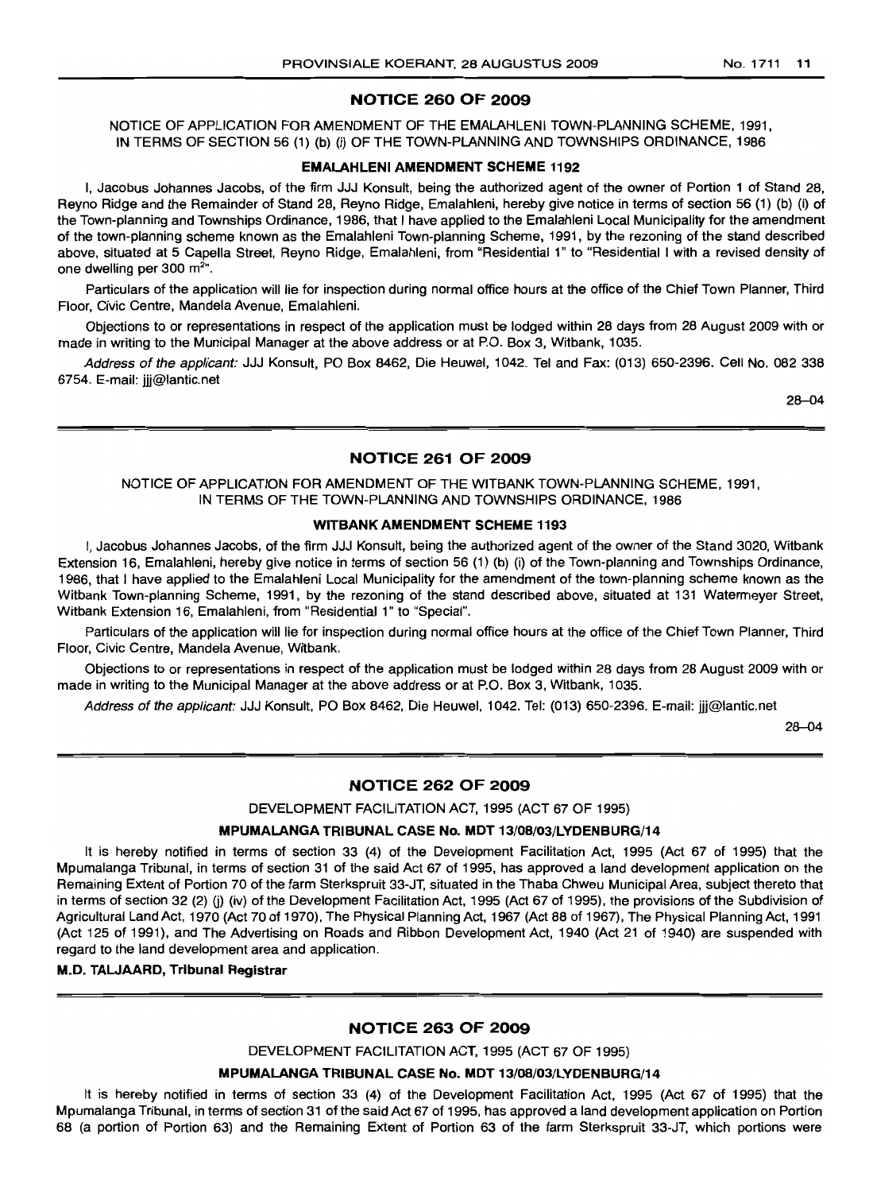## NOTICE 260 OF 2009

NOTICE OF APPLICATION FOR AMENDMENT OF THE EMALAHLENI TOWN-PLANNING SCHEME, 1991, IN TERMS OF SECTION 56 (1) (b) (i) OF THE TOWN-PLANNING AND TOWNSHIPS ORDINANCE, 1986

### EMALAHLENI AMENDMENT SCHEME 1192

I, Jacobus Johannes Jacobs, of the firm JJJ Konsult, being the authorized agent of the owner of Portion 1 of Stand 28, Reyno Ridge and the Remainder of Stand 28, Reyno Ridge, Emalahleni, hereby give notice in terms of section 56 (1) (b) (i) of the Town-planning and Townships Ordinance, 1986, that I have applied to the Emalahleni Local Municipality for the amendment of the town-planning scheme known as the Emalahleni Town-planning Scheme, 1991, by the rezoning of the stand described above, situated at 5 Capella Street, Reyno Ridge, Emalahleni, from "Residential 1" to "Residential I with a revised density of one dwelling per 300 m$^2$".

Particulars of the application will lie for inspection during normal office hours at the office of the Chief Town Planner, Third Floor, Civic Centre, Mandela Avenue, Emalahleni.

Objections to or representations in respect of the application must be lodged within 28 days from 28 August 2009 with or made in writing to the Municipal Manager at the above address or at P.O. Box 3, Witbank, 1035.

*Address of the applicant:* JJJ Konsult, PO Box 8462, Die Heuwel, 1042. Tel and Fax: (013) 650-2396. Cell No. 082 338 6754. E-mail: jjj@lantic.net

28–04

## NOTICE 261 OF 2009

NOTICE OF APPLICATION FOR AMENDMENT OF THE WITBANK TOWN-PLANNING SCHEME, 1991, IN TERMS OF THE TOWN-PLANNING AND TOWNSHIPS ORDINANCE, 1986

### WITBANK AMENDMENT SCHEME 1193

I, Jacobus Johannes Jacobs, of the firm JJJ Konsult, being the authorized agent of the owner of the Stand 3020, Witbank Extension 16, Emalahleni, hereby give notice in terms of section 56 (1) (b) (i) of the Town-planning and Townships Ordinance, 1986, that I have applied to the Emalahleni Local Municipality for the amendment of the town-planning scheme known as the Witbank Town-planning Scheme, 1991, by the rezoning of the stand described above, situated at 131 Watermeyer Street, Witbank Extension 16, Emalahleni, from "Residential 1" to "Special".

Particulars of the application will lie for inspection during normal office hours at the office of the Chief Town Planner, Third Floor, Civic Centre, Mandela Avenue, Witbank.

Objections to or representations in respect of the application must be lodged within 28 days from 28 August 2009 with or made in writing to the Municipal Manager at the above address or at P.O. Box 3, Witbank, 1035.

*Address of the applicant:* JJJ Konsult, PO Box 8462, Die Heuwel, 1042. Tel: (013) 650-2396. E-mail: jjj@lantic.net

28–04

## NOTICE 262 OF 2009

DEVELOPMENT FACILITATION ACT, 1995 (ACT 67 OF 1995)

### MPUMALANGA TRIBUNAL CASE No. MDT 13/08/03/LYDENBURG/14

It is hereby notified in terms of section 33 (4) of the Development Facilitation Act, 1995 (Act 67 of 1995) that the Mpumalanga Tribunal, in terms of section 31 of the said Act 67 of 1995, has approved a land development application on the Remaining Extent of Portion 70 of the farm Sterkspruit 33-JT, situated in the Thaba Chweu Municipal Area, subject thereto that in terms of section 32 (2) (j) (iv) of the Development Facilitation Act, 1995 (Act 67 of 1995), the provisions of the Subdivision of Agricultural Land Act, 1970 (Act 70 of 1970), The Physical Planning Act, 1967 (Act 88 of 1967), The Physical Planning Act, 1991 (Act 125 of 1991), and The Advertising on Roads and Ribbon Development Act, 1940 (Act 21 of 1940) are suspended with regard to the land development area and application.

**M.D. TALJAARD, Tribunal Registrar**

## NOTICE 263 OF 2009

DEVELOPMENT FACILITATION ACT, 1995 (ACT 67 OF 1995)

### MPUMALANGA TRIBUNAL CASE No. MDT 13/08/03/LYDENBURG/14

It is hereby notified in terms of section 33 (4) of the Development Facilitation Act, 1995 (Act 67 of 1995) that the Mpumalanga Tribunal, in terms of section 31 of the said Act 67 of 1995, has approved a land development application on Portion 68 (a portion of Portion 63) and the Remaining Extent of Portion 63 of the farm Sterkspruit 33-JT, which portions were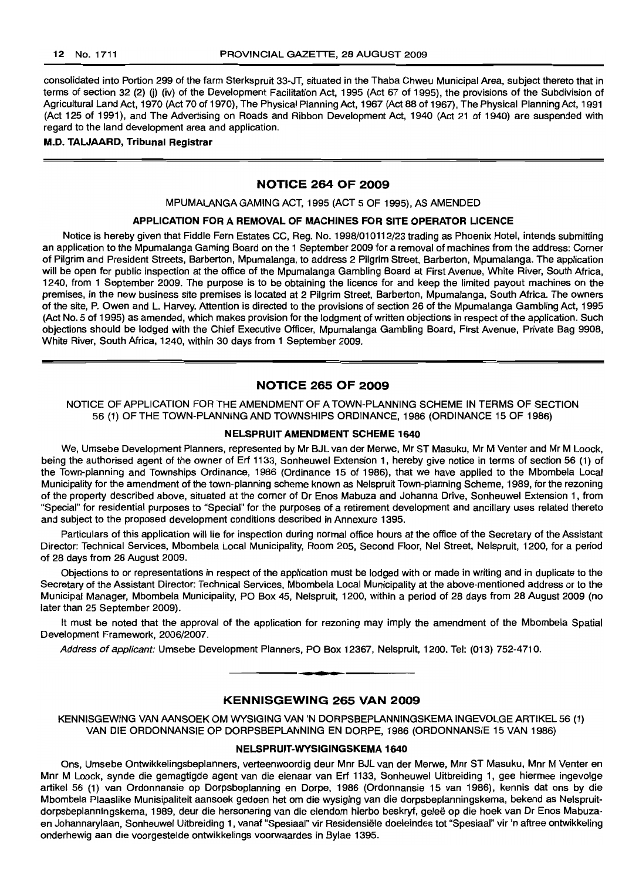consolidated into Portion 299 of the farm Sterkspruit 33-JT, situated in the Thaba Chweu Municipal Area, subject thereto that in terms of section 32 (2) (j) (iv) of the Development Facilitation Act, 1995 (Act 67 of 1995), the provisions of the Subdivision of Agricultural Land Act, 1970 (Act 70 of 1970), The Physical Planning Act, 1967 (Act 88 of 1967), The Physical Planning Act, 1991 (Act 125 of 1991), and The Advertising on Roads and Ribbon Development Act, 1940 (Act 21 of 1940) are suspended with regard to the land development area and application.

**M.D. TALJAARD, Tribunal Registrar**

## NOTICE 264 OF 2009

MPUMALANGA GAMING ACT, 1995 (ACT 5 OF 1995), AS AMENDED

### APPLICATION FOR A REMOVAL OF MACHINES FOR SITE OPERATOR LICENCE

Notice is hereby given that Fiddle Fern Estates CC, Reg. No. 1998/010112/23 trading as Phoenix Hotel, intends submitting an application to the Mpumalanga Gaming Board on the 1 September 2009 for a removal of machines from the address: Corner of Pilgrim and President Streets, Barberton, Mpumalanga, to address 2 Pilgrim Street, Barberton, Mpumalanga. The application will be open for public inspection at the office of the Mpumalanga Gambling Board at First Avenue, White River, South Africa, 1240, from 1 September 2009. The purpose is to be obtaining the licence for and keep the limited payout machines on the premises, in the new business site premises is located at 2 Pilgrim Street, Barberton, Mpumalanga, South Africa. The owners of the site, P. Owen and L. Harvey. Attention is directed to the provisions of section 26 of the Mpumalanga Gambling Act, 1995 (Act No. 5 of 1995) as amended, which makes provision for the lodgment of written objections in respect of the application. Such objections should be lodged with the Chief Executive Officer, Mpumalanga Gambling Board, First Avenue, Private Bag 9908, White River, South Africa, 1240, within 30 days from 1 September 2009.

## NOTICE 265 OF 2009

NOTICE OF APPLICATION FOR THE AMENDMENT OF A TOWN-PLANNING SCHEME IN TERMS OF SECTION 56 (1) OF THE TOWN-PLANNING AND TOWNSHIPS ORDINANCE, 1986 (ORDINANCE 15 OF 1986)

### NELSPRUIT AMENDMENT SCHEME 1640

We, Umsebe Development Planners, represented by Mr BJL van der Merwe, Mr ST Masuku, Mr M Venter and Mr M Loock, being the authorised agent of the owner of Erf 1133, Sonheuwel Extension 1, hereby give notice in terms of section 56 (1) of the Town-planning and Townships Ordinance, 1986 (Ordinance 15 of 1986), that we have applied to the Mbombela Local Municipality for the amendment of the town-planning scheme known as Nelspruit Town-planning Scheme, 1989, for the rezoning of the property described above, situated at the corner of Dr Enos Mabuza and Johanna Drive, Sonheuwel Extension 1, from "Special" for residential purposes to "Special" for the purposes of a retirement development and ancillary uses related thereto and subject to the proposed development conditions described in Annexure 1395.

Particulars of this application will lie for inspection during normal office hours at the office of the Secretary of the Assistant Director: Technical Services, Mbombela Local Municipality, Room 205, Second Floor, Nel Street, Nelspruit, 1200, for a period of 28 days from 28 August 2009.

Objections to or representations in respect of the application must be lodged with or made in writing and in duplicate to the Secretary of the Assistant Director: Technical Services, Mbombela Local Municipality at the above-mentioned address or to the Municipal Manager, Mbombela Municipality, PO Box 45, Nelspruit, 1200, within a period of 28 days from 28 August 2009 (no later than 25 September 2009).

It must be noted that the approval of the application for rezoning may imply the amendment of the Mbombela Spatial Development Framework, 2006/2007.

*Address of applicant:* Umsebe Development Planners, PO Box 12367, Nelspruit, 1200. Tel: (013) 752-4710.

## KENNISGEWING 265 VAN 2009

KENNISGEWING VAN AANSOEK OM WYSIGING VAN 'N DORPSBEPLANNINGSKEMA INGEVOLGE ARTIKEL 56 (1) VAN DIE ORDONNANSIE OP DORPSBEPLANNING EN DORPE, 1986 (ORDONNANSIE 15 VAN 1986)

### NELSPRUIT-WYSIGINGSKEMA 1640

Ons, Umsebe Ontwikkelingsbeplanners, verteenwoordig deur Mnr BJL van der Merwe, Mnr ST Masuku, Mnr M Venter en Mnr M Loock, synde die gemagtigde agent van die eienaar van Erf 1133, Sonheuwel Uitbreiding 1, gee hiermee ingevolge artikel 56 (1) van Ordonnansie op Dorpsbeplanning en Dorpe, 1986 (Ordonnansie 15 van 1986), kennis dat ons by die Mbombela Plaaslike Munisipaliteit aansoek gedoen het om die wysiging van die dorpsbeplanningskema, bekend as Nelspruit-dorpsbeplanningskema, 1989, deur die hersonering van die eiendom hierbo beskryf, geleë op die hoek van Dr Enos Mabuza-en Johannarylaan, Sonheuwel Uitbreiding 1, vanaf "Spesiaal" vir Residensiële doeleindes tot "Spesiaal" vir 'n aftree ontwikkeling onderhewig aan die voorgestelde ontwikkelings voorwaardes in Bylae 1395.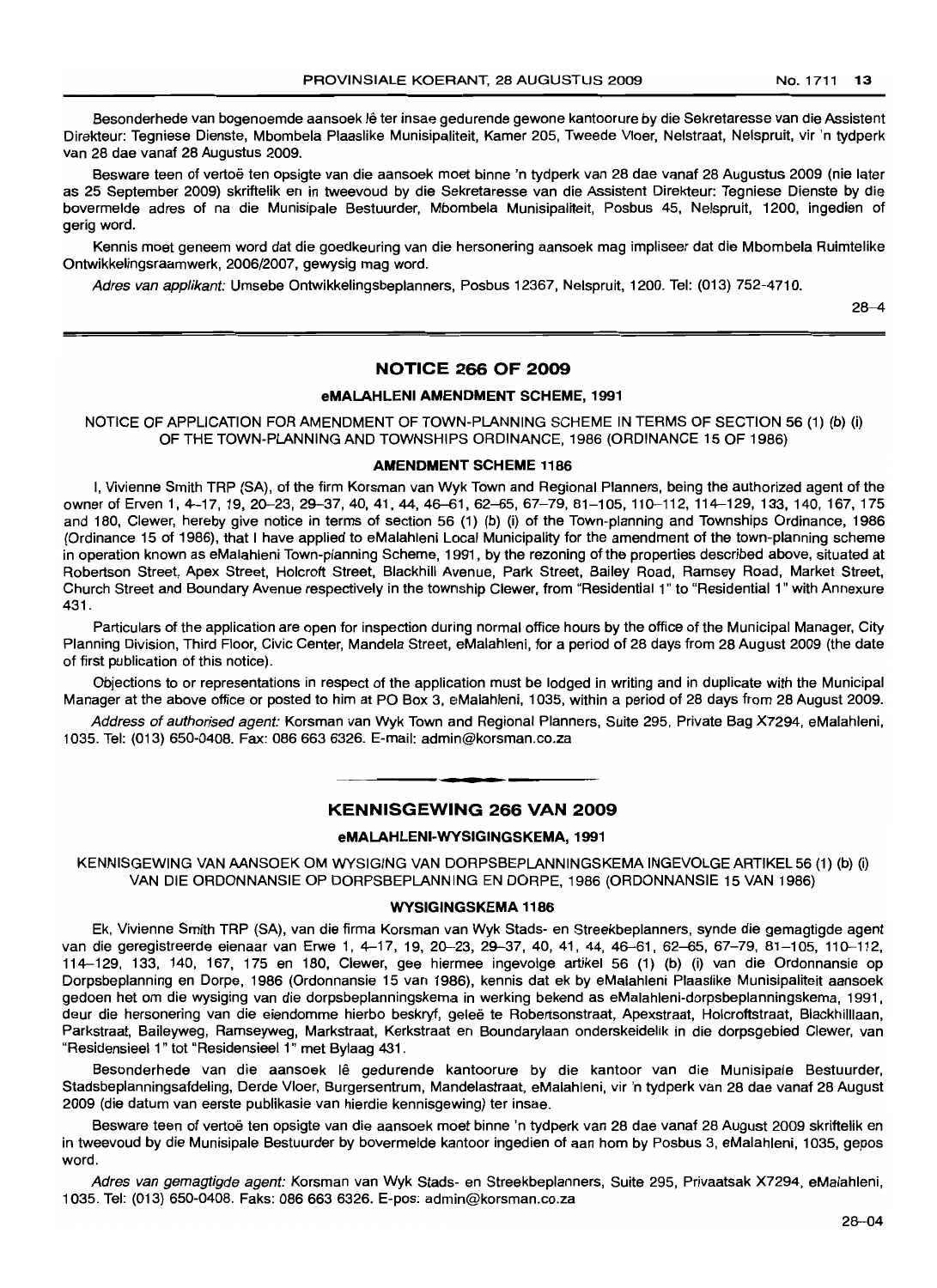Besonderhede van bogenoemde aansoek lê ter insae gedurende gewone kantoorure by die Sekretaresse van die Assistent Direkteur: Tegniese Dienste, Mbombela Plaaslike Munisipaliteit, Kamer 205, Tweede Vloer, Nelstraat, Nelspruit, vir 'n tydperk van 28 dae vanaf 28 Augustus 2009.

Besware teen of vertoë ten opsigte van die aansoek moet binne 'n tydperk van 28 dae vanaf 28 Augustus 2009 (nie later as 25 September 2009) skriftelik en in tweevoud by die Sekretaresse van die Assistent Direkteur: Tegniese Dienste by die bovermelde adres of na die Munisipale Bestuurder, Mbombela Munisipaliteit, Posbus 45, Nelspruit, 1200, ingedien of gerig word.

Kennis moet geneem word dat die goedkeuring van die hersonering aansoek mag impliseer dat die Mbombela Ruimtelike Ontwikkelingsraamwerk, 2006/2007, gewysig mag word.

*Adres van applikant:* Umsebe Ontwikkelingsbeplanners, Posbus 12367, Nelspruit, 1200. Tel: (013) 752-4710.

28–4

## NOTICE 266 OF 2009

### eMALAHLENI AMENDMENT SCHEME, 1991

NOTICE OF APPLICATION FOR AMENDMENT OF TOWN-PLANNING SCHEME IN TERMS OF SECTION 56 (1) (b) (i) OF THE TOWN-PLANNING AND TOWNSHIPS ORDINANCE, 1986 (ORDINANCE 15 OF 1986)

### AMENDMENT SCHEME 1186

I, Vivienne Smith TRP (SA), of the firm Korsman van Wyk Town and Regional Planners, being the authorized agent of the owner of Erven 1, 4–17, 19, 20–23, 29–37, 40, 41, 44, 46–61, 62–65, 67–79, 81–105, 110–112, 114–129, 133, 140, 167, 175 and 180, Clewer, hereby give notice in terms of section 56 (1) (b) (i) of the Town-planning and Townships Ordinance, 1986 (Ordinance 15 of 1986), that I have applied to eMalahleni Local Municipality for the amendment of the town-planning scheme in operation known as eMalahleni Town-planning Scheme, 1991, by the rezoning of the properties described above, situated at Robertson Street, Apex Street, Holcroft Street, Blackhill Avenue, Park Street, Bailey Road, Ramsey Road, Market Street, Church Street and Boundary Avenue respectively in the township Clewer, from "Residential 1" to "Residential 1" with Annexure 431.

Particulars of the application are open for inspection during normal office hours by the office of the Municipal Manager, City Planning Division, Third Floor, Civic Center, Mandela Street, eMalahleni, for a period of 28 days from 28 August 2009 (the date of first publication of this notice).

Objections to or representations in respect of the application must be lodged in writing and in duplicate with the Municipal Manager at the above office or posted to him at PO Box 3, eMalahleni, 1035, within a period of 28 days from 28 August 2009.

*Address of authorised agent:* Korsman van Wyk Town and Regional Planners, Suite 295, Private Bag X7294, eMalahleni, 1035. Tel: (013) 650-0408. Fax: 086 663 6326. E-mail: admin@korsman.co.za

## KENNISGEWING 266 VAN 2009

### eMALAHLENI-WYSIGINGSKEMA, 1991

KENNISGEWING VAN AANSOEK OM WYSIGING VAN DORPSBEPLANNINGSKEMA INGEVOLGE ARTIKEL 56 (1) (b) (i) VAN DIE ORDONNANSIE OP DORPSBEPLANNING EN DORPE, 1986 (ORDONNANSIE 15 VAN 1986)

### WYSIGINGSKEMA 1186

Ek, Vivienne Smith TRP (SA), van die firma Korsman van Wyk Stads- en Streekbeplanners, synde die gemagtigde agent van die geregistreerde eienaar van Erwe 1, 4–17, 19, 20–23, 29–37, 40, 41, 44, 46–61, 62–65, 67–79, 81–105, 110–112, 114–129, 133, 140, 167, 175 en 180, Clewer, gee hiermee ingevolge artikel 56 (1) (b) (i) van die Ordonnansie op Dorpsbeplanning en Dorpe, 1986 (Ordonnansie 15 van 1986), kennis dat ek by eMalahleni Plaaslike Munisipaliteit aansoek gedoen het om die wysiging van die dorpsbeplanningskema in werking bekend as eMalahleni-dorpsbeplanningskema, 1991, deur die hersonering van die eiendomme hierbo beskryf, geleë te Robertsonstraat, Apexstraat, Holcroftstraat, Blackhilllaan, Parkstraat, Baileyweg, Ramseyweg, Markstraat, Kerkstraat en Boundarylaan onderskeidelik in die dorpsgebied Clewer, van "Residensieel 1" tot "Residensieel 1" met Bylaag 431.

Besonderhede van die aansoek lê gedurende kantoorure by die kantoor van die Munisipale Bestuurder, Stadsbeplanningsafdeling, Derde Vloer, Burgersentrum, Mandelastraat, eMalahleni, vir 'n tydperk van 28 dae vanaf 28 August 2009 (die datum van eerste publikasie van hierdie kennisgewing) ter insae.

Besware teen of vertoë ten opsigte van die aansoek moet binne 'n tydperk van 28 dae vanaf 28 August 2009 skriftelik en in tweevoud by die Munisipale Bestuurder by bovermelde kantoor ingedien of aan hom by Posbus 3, eMalahleni, 1035, gepos word.

*Adres van gemagtigde agent:* Korsman van Wyk Stads- en Streekbeplanners, Suite 295, Privaatsak X7294, eMalahleni, 1035. Tel: (013) 650-0408. Faks: 086 663 6326. E-pos: admin@korsman.co.za

28–04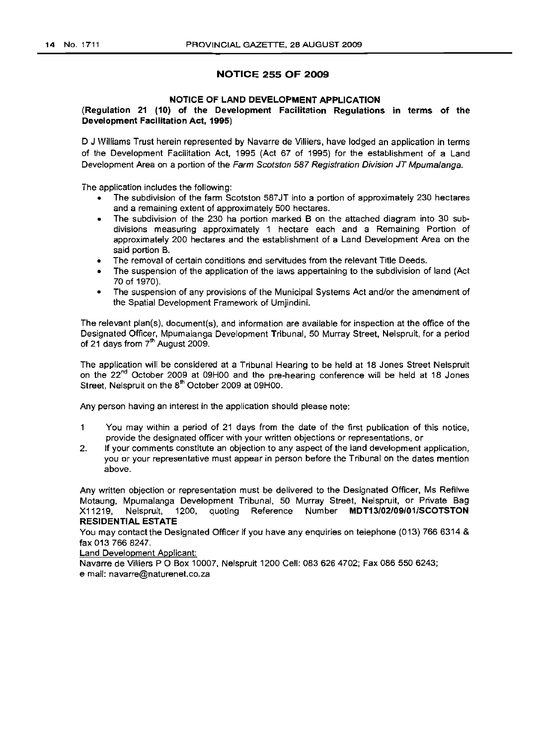## NOTICE 255 OF 2009

### NOTICE OF LAND DEVELOPMENT APPLICATION

**(Regulation 21 (10) of the Development Facilitation Regulations in terms of the Development Facilitation Act, 1995)**

D J Williams Trust herein represented by Navarre de Villiers, have lodged an application in terms of the Development Facilitation Act, 1995 (Act 67 of 1995) for the establishment of a Land Development Area on a portion of the *Farm Scotston 587 Registration Division JT Mpumalanga.*

The application includes the following:

- The subdivision of the farm Scotston 587JT into a portion of approximately 230 hectares and a remaining extent of approximately 500 hectares.
- The subdivision of the 230 ha portion marked B on the attached diagram into 30 sub-divisions measuring approximately 1 hectare each and a Remaining Portion of approximately 200 hectares and the establishment of a Land Development Area on the said portion B.
- The removal of certain conditions and servitudes from the relevant Title Deeds.
- The suspension of the application of the laws appertaining to the subdivision of land (Act 70 of 1970).
- The suspension of any provisions of the Municipal Systems Act and/or the amendment of the Spatial Development Framework of Umjindini.

The relevant plan(s), document(s), and information are available for inspection at the office of the Designated Officer, Mpumalanga Development Tribunal, 50 Murray Street, Nelspruit, for a period of 21 days from 7th August 2009.

The application will be considered at a Tribunal Hearing to be held at 18 Jones Street Nelspruit on the 22nd October 2009 at 09H00 and the pre-hearing conference will be held at 18 Jones Street, Nelspruit on the 8th October 2009 at 09H00.

Any person having an interest in the application should please note:

1. You may within a period of 21 days from the date of the first publication of this notice, provide the designated officer with your written objections or representations, or
2. If your comments constitute an objection to any aspect of the land development application, you or your representative must appear in person before the Tribunal on the dates mention above.

Any written objection or representation must be delivered to the Designated Officer, Ms Refilwe Motaung, Mpumalanga Development Tribunal, 50 Murray Street, Nelspruit, or Private Bag X11219, Nelspruit, 1200, quoting Reference Number **MDT13/02/09/01/SCOTSTON RESIDENTIAL ESTATE**

You may contact the Designated Officer if you have any enquiries on telephone (013) 766 6314 & fax 013 766 8247.

Land Development Applicant:

Navarre de Villiers P O Box 10007, Nelspruit 1200 Cell: 083 626 4702; Fax 086 550 6243; e mail: navarre@naturenet.co.za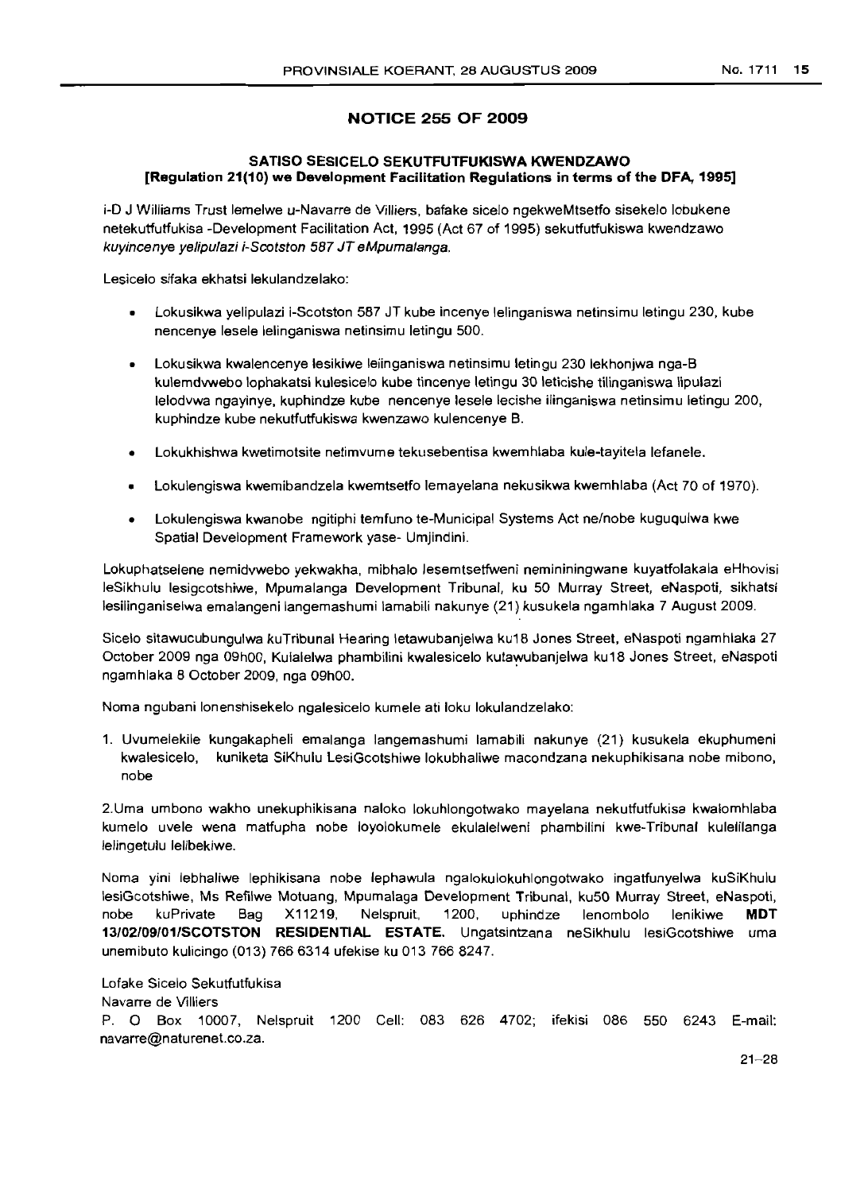## NOTICE 255 OF 2009

### SATISO SESICELO SEKUTFUTFUKISWA KWENDZAWO
### [Regulation 21(10) we Development Facilitation Regulations in terms of the DFA, 1995]

i-D J Williams Trust lemelwe u-Navarre de Villiers, bafake sicelo ngekweMtsetfo sisekelo lobukene netekutfutfukisa -Development Facilitation Act, 1995 (Act 67 of 1995) sekutfutfukiswa kwendzawo *kuyincenye yelipulazi i-Scotston 587 JT eMpumalanga.*

Lesicelo sifaka ekhatsi lekulandzelako:

- Lokusikwa yelipulazi i-Scotston 587 JT kube incenye lelinganiswa netinsimu letingu 230, kube nencenye lesele lelinganiswa netinsimu letingu 500.
- Lokusikwa kwalencenye lesikiwe leiinganiswa netinsimu letingu 230 lekhonjwa nga-B kulemdvwebo lophakatsi kulesicelo kube tincenye letingu 30 leticishe tilinganiswa lipulazi lelodvwa ngayinye, kuphindze kube nencenye lesele lecishe iiinganiswa netinsimu letingu 200, kuphindze kube nekutfutfukiswa kwenzawo kulencenye B.
- Lokukhishwa kwetimotsite netimvume tekusebentisa kwemhlaba kule-tayitela lefanele.
- Lokulengiswa kwemibandzela kwemtsetfo lemayelana nekusikwa kwemhlaba (Act 70 of 1970).
- Lokulengiswa kwanobe ngitiphi temfuno te-Municipal Systems Act ne/nobe kuguqulwa kwe Spatial Development Framework yase- Umjindini.

Lokuphatselene nemidvwebo yekwakha, mibhalo lesemtsetfweni nemininingwane kuyatfolakala eHhovisi leSikhulu lesigcotshiwe, Mpumalanga Development Tribunal, ku 50 Murray Street, eNaspoti, sikhatsi lesilinganiselwa emalangeni langemashumi lamabili nakunye (21) kusukela ngamhlaka 7 August 2009.

Sicelo sitawucubungulwa kuTribunal Hearing letawubanjelwa ku18 Jones Street, eNaspoti ngamhlaka 27 October 2009 nga 09h00, Kulalelwa phambilini kwalesicelo kutawubanjelwa ku18 Jones Street, eNaspoti ngamhlaka 8 October 2009, nga 09h00.

Noma ngubani lonenshisekelo ngalesicelo kumele ati loku lokulandzelako:

1. Uvumelekile kungakapheli emalanga langemashumi lamabili nakunye (21) kusukela ekuphumeni kwalesicelo, kuniketa SiKhulu LesiGcotshiwe lokubhaliwe macondzana nekuphikisana nobe mibono, nobe

2. Uma umbono wakho unekuphikisana naloko lokuhlongotwako mayelana nekutfutfukisa kwalomhlaba kumelo uvele wena matfupha nobe loyolokumele ekulalelweni phambilini kwe-Tribunal kulelilanga lelingetulu lelibekiwe.

Noma yini lebhaliwe lephikisana nobe lephawula ngalokulokuhlongotwako ingatfunyelwa kuSiKhulu lesiGcotshiwe, Ms Refilwe Motuang, Mpumalaga Development Tribunal, ku50 Murray Street, eNaspoti, nobe kuPrivate Bag X11219, Nelspruit, 1200, uphindze lenombolo lenikiwe **MDT 13/02/09/01/SCOTSTON RESIDENTIAL ESTATE.** Ungatsintzana neSikhulu lesiGcotshiwe uma unemibuto kulicingo (013) 766 6314 ufekise ku 013 766 8247.

Lofake Sicelo Sekutfutfukisa
Navarre de Villiers
P. O Box 10007, Nelspruit 1200 Cell: 083 626 4702; ifekisi 086 550 6243 E-mail: navarre@naturenet.co.za.

21–28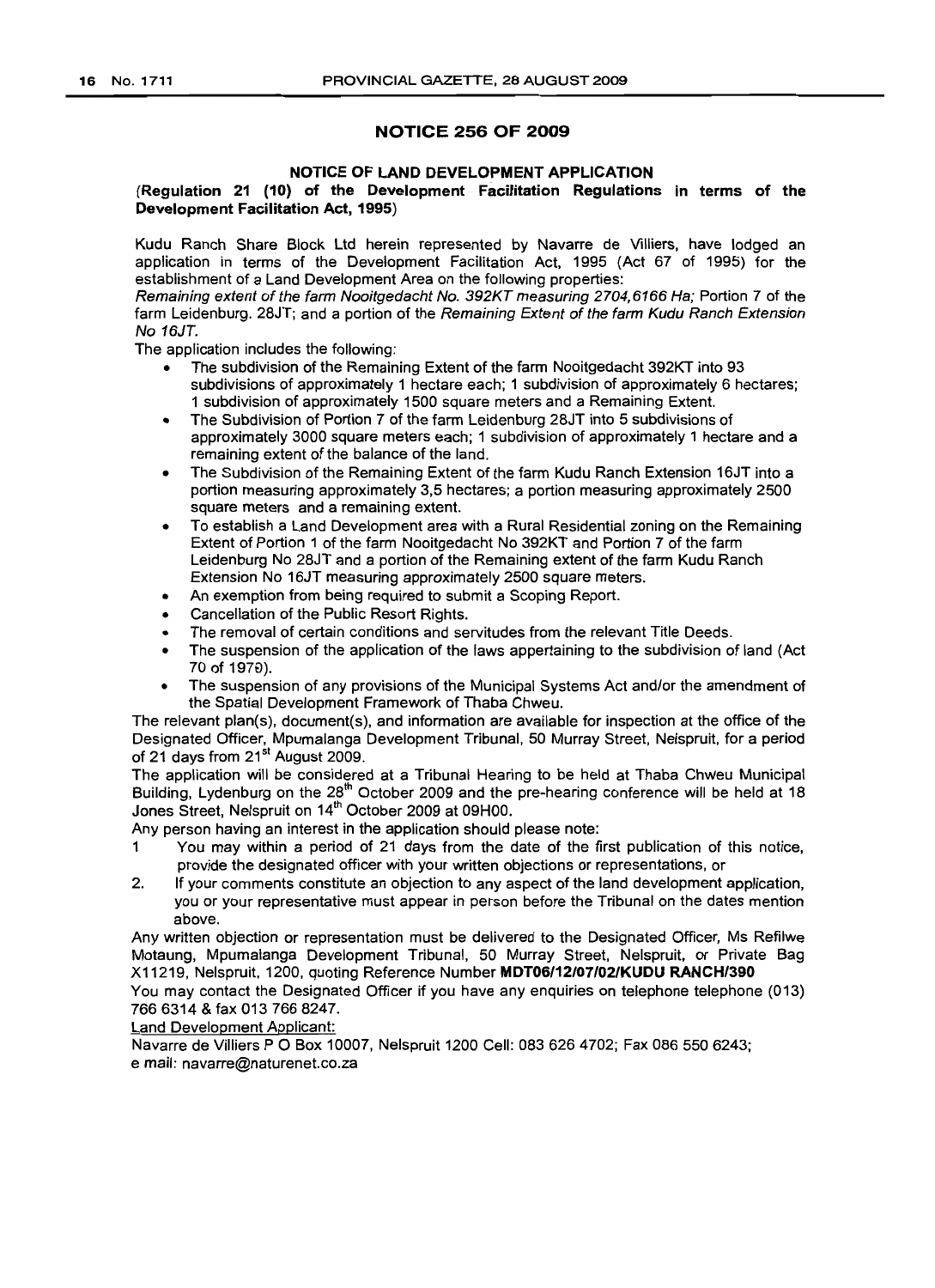## NOTICE 256 OF 2009

### NOTICE OF LAND DEVELOPMENT APPLICATION

**(Regulation 21 (10) of the Development Facilitation Regulations in terms of the Development Facilitation Act, 1995)**

Kudu Ranch Share Block Ltd herein represented by Navarre de Villiers, have lodged an application in terms of the Development Facilitation Act, 1995 (Act 67 of 1995) for the establishment of a Land Development Area on the following properties:

*Remaining extent of the farm Nooitgedacht No. 392KT measuring 2704,6166 Ha;* Portion 7 of the farm Leidenburg. 28JT; and a portion of the *Remaining Extent of the farm Kudu Ranch Extension No 16JT.*

The application includes the following:

- The subdivision of the Remaining Extent of the farm Nooitgedacht 392KT into 93 subdivisions of approximately 1 hectare each; 1 subdivision of approximately 6 hectares; 1 subdivision of approximately 1500 square meters and a Remaining Extent.
- The Subdivision of Portion 7 of the farm Leidenburg 28JT into 5 subdivisions of approximately 3000 square meters each; 1 subdivision of approximately 1 hectare and a remaining extent of the balance of the land.
- The Subdivision of the Remaining Extent of the farm Kudu Ranch Extension 16JT into a portion measuring approximately 3,5 hectares; a portion measuring approximately 2500 square meters and a remaining extent.
- To establish a Land Development area with a Rural Residential zoning on the Remaining Extent of Portion 1 of the farm Nooitgedacht No 392KT and Portion 7 of the farm Leidenburg No 28JT and a portion of the Remaining extent of the farm Kudu Ranch Extension No 16JT measuring approximately 2500 square meters.
- An exemption from being required to submit a Scoping Report.
- Cancellation of the Public Resort Rights.
- The removal of certain conditions and servitudes from the relevant Title Deeds.
- The suspension of the application of the laws appertaining to the subdivision of land (Act 70 of 1970).
- The suspension of any provisions of the Municipal Systems Act and/or the amendment of the Spatial Development Framework of Thaba Chweu.

The relevant plan(s), document(s), and information are available for inspection at the office of the Designated Officer, Mpumalanga Development Tribunal, 50 Murray Street, Nelspruit, for a period of 21 days from 21st August 2009.

The application will be considered at a Tribunal Hearing to be held at Thaba Chweu Municipal Building, Lydenburg on the 28th October 2009 and the pre-hearing conference will be held at 18 Jones Street, Nelspruit on 14th October 2009 at 09H00.

Any person having an interest in the application should please note:

1. You may within a period of 21 days from the date of the first publication of this notice, provide the designated officer with your written objections or representations, or
2. If your comments constitute an objection to any aspect of the land development application, you or your representative must appear in person before the Tribunal on the dates mention above.

Any written objection or representation must be delivered to the Designated Officer, Ms Refilwe Motaung, Mpumalanga Development Tribunal, 50 Murray Street, Nelspruit, or Private Bag X11219, Nelspruit, 1200, quoting Reference Number **MDT06/12/07/02/KUDU RANCH/390**

You may contact the Designated Officer if you have any enquiries on telephone telephone (013) 766 6314 & fax 013 766 8247.

Land Development Applicant:

Navarre de Villiers P O Box 10007, Nelspruit 1200 Cell: 083 626 4702; Fax 086 550 6243; e mail: navarre@naturenet.co.za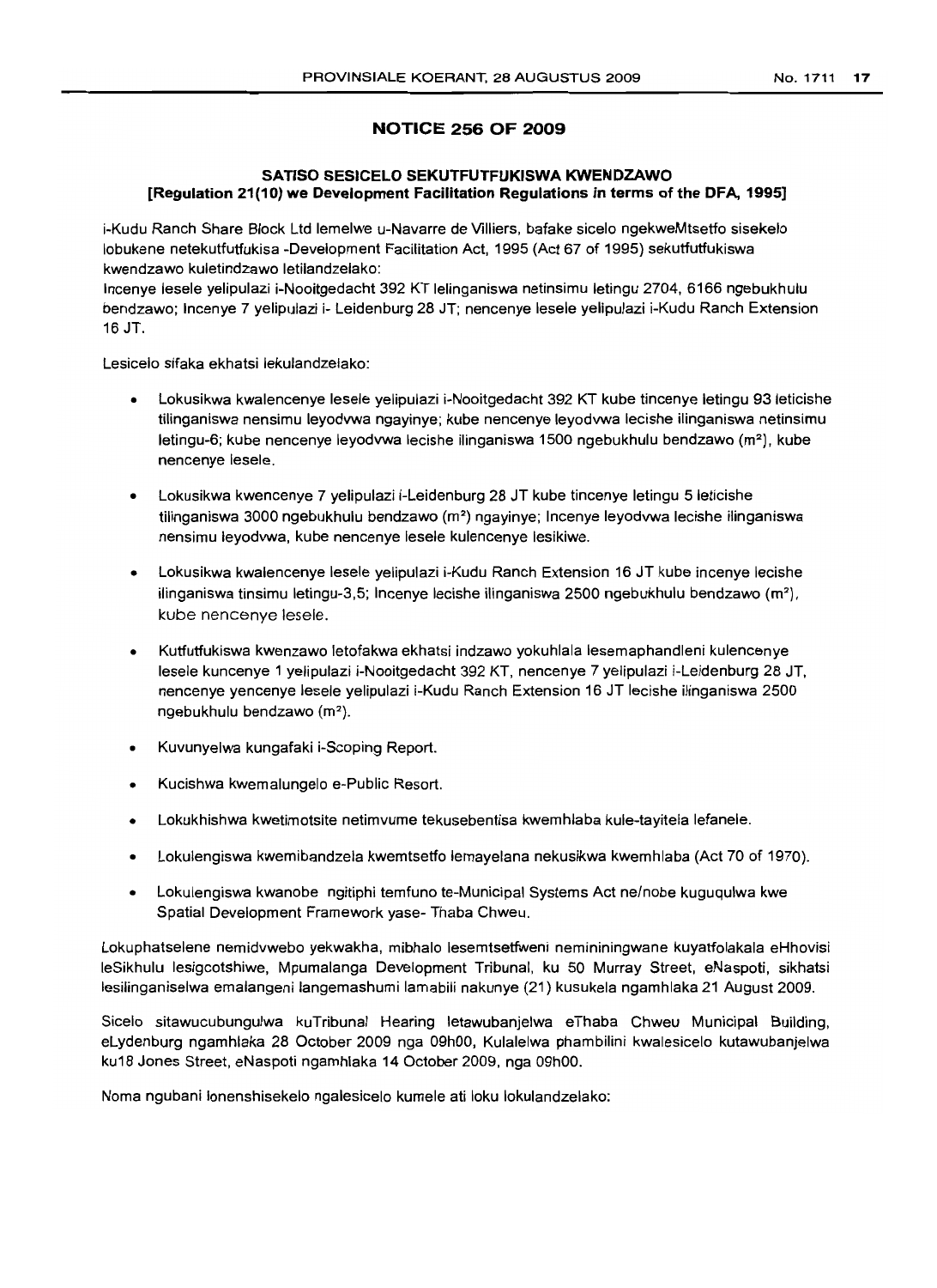## NOTICE 256 OF 2009

### SATISO SESICELO SEKUTFUTFUKISWA KWENDZAWO
**[Regulation 21(10) we Development Facilitation Regulations in terms of the DFA, 1995]**

i-Kudu Ranch Share Block Ltd lemelwe u-Navarre de Villiers, bafake sicelo ngekweMtsetfo sisekelo lobukene netekutfutfukisa -Development Facilitation Act, 1995 (Act 67 of 1995) sekutfutfukiswa kwendzawo kuletindzawo letilandzelako:
Incenye lesele yelipulazi i-Nooitgedacht 392 KT lelinganiswa netinsimu letingu 2704, 6166 ngebukhulu bendzawo; Incenye 7 yelipulazi i- Leidenburg 28 JT; nencenye lesele yelipulazi i-Kudu Ranch Extension 16 JT.

Lesicelo sifaka ekhatsi lekulandzelako:

- Lokusikwa kwalencenye lesele yelipulazi i-Nooitgedacht 392 KT kube tincenye letingu 93 leticishe tilinganiswa nensimu leyodvwa ngayinye; kube nencenye leyodvwa lecishe ilinganiswa netinsimu letingu-6; kube nencenye leyodvwa lecishe ilinganiswa 1500 ngebukhulu bendzawo (m²), kube nencenye lesele.
- Lokusikwa kwencenye 7 yelipulazi i-Leidenburg 28 JT kube tincenye letingu 5 leticishe tilinganiswa 3000 ngebukhulu bendzawo (m²) ngayinye; Incenye leyodvwa lecishe ilinganiswa nensimu leyodvwa, kube nencenye lesele kulencenye lesikiwe.
- Lokusikwa kwalencenye lesele yelipulazi i-Kudu Ranch Extension 16 JT kube incenye lecishe ilinganiswa tinsimu letingu-3,5; Incenye lecishe ilinganiswa 2500 ngebukhulu bendzawo (m²), kube nencenye lesele.
- Kutfutfukiswa kwenzawo letofakwa ekhatsi indzawo yokuhlala lesemaphandleni kulencenye lesele kuncenye 1 yelipulazi i-Nooitgedacht 392 KT, nencenye 7 yelipulazi i-Leidenburg 28 JT, nencenye yencenye lesele yelipulazi i-Kudu Ranch Extension 16 JT lecishe ilinganiswa 2500 ngebukhulu bendzawo (m²).
- Kuvunyelwa kungafaki i-Scoping Report.
- Kucishwa kwemalungelo e-Public Resort.
- Lokukhishwa kwetimotsite netimvume tekusebentisa kwemhlaba kule-tayitela lefanele.
- Lokulengiswa kwemibandzela kwemtsetfo lemayelana nekusikwa kwemhlaba (Act 70 of 1970).
- Lokulengiswa kwanobe ngitiphi temfuno te-Municipal Systems Act ne/nobe kuguqulwa kwe Spatial Development Framework yase- Thaba Chweu.

Lokuphatselene nemidvwebo yekwakha, mibhalo lesemtsetfweni nemininingwane kuyatfolakala eHhovisi leSikhulu lesigcotshiwe, Mpumalanga Development Tribunal, ku 50 Murray Street, eNaspoti, sikhatsi lesilinganiselwa emalangeni langemashumi lamabili nakunye (21) kusukela ngamhlaka 21 August 2009.

Sicelo sitawucubungulwa kuTribunal Hearing letawubanjelwa eThaba Chweu Municipal Building, eLydenburg ngamhlaka 28 October 2009 nga 09h00, Kulalelwa phambilini kwalesicelo kutawubanjelwa ku18 Jones Street, eNaspoti ngamhlaka 14 October 2009, nga 09h00.

Noma ngubani lonenshisekelo ngalesicelo kumele ati loku lokulandzelako: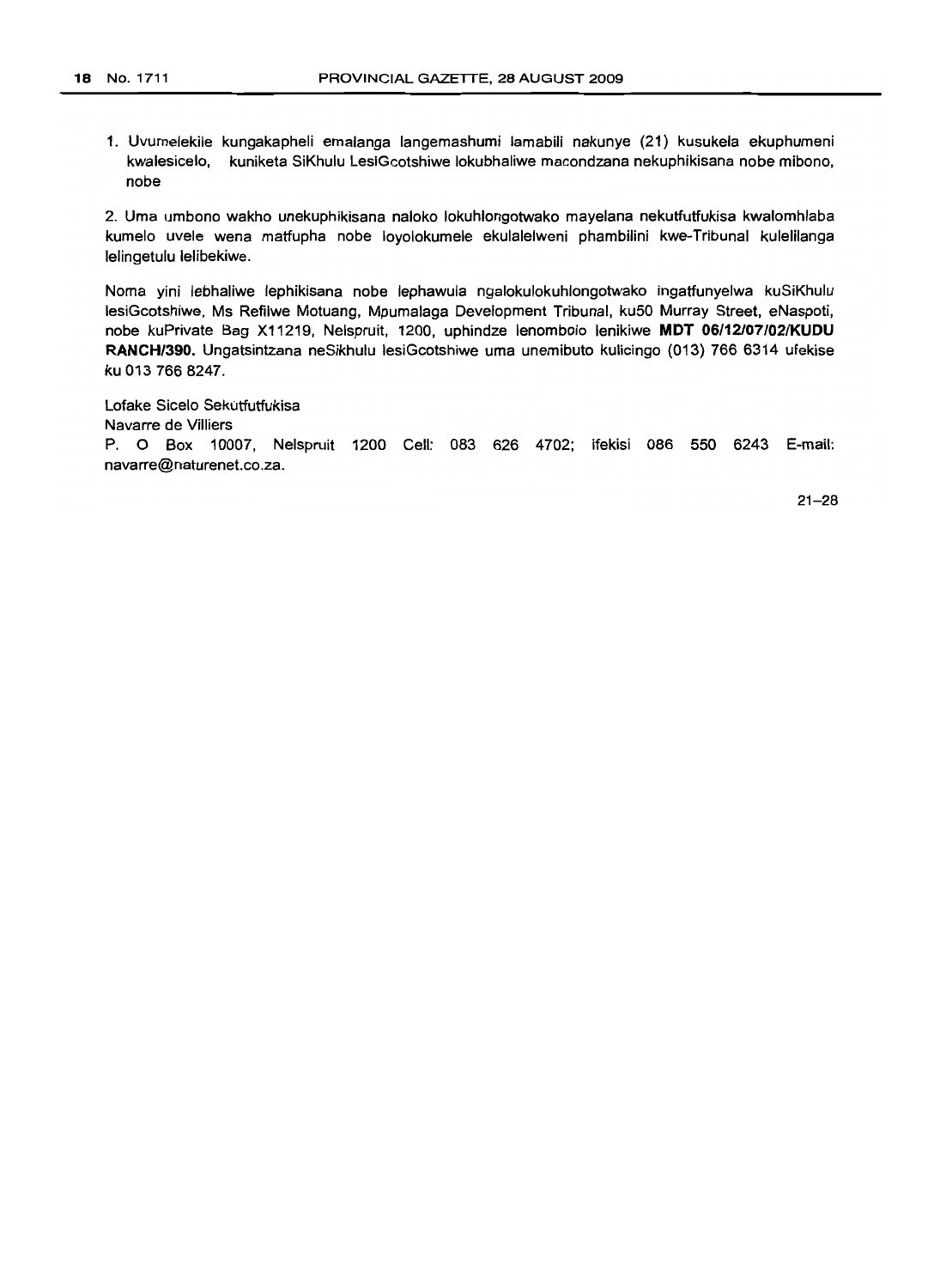1. Uvumelekile kungakapheli emalanga langemashumi lamabili nakunye (21) kusukela ekuphumeni kwalesicelo, kuniketa SiKhulu LesiGcotshiwe lokubhaliwe macondzana nekuphikisana nobe mibono, nobe

2. Uma umbono wakho unekuphikisana naloko lokuhlongotwako mayelana nekutfutfukisa kwalomhlaba kumelo uvele wena matfupha nobe loyolokumele ekulalelweni phambilini kwe-Tribunal kulelilanga lelingetulu lelibekiwe.

Noma yini lebhaliwe lephikisana nobe lephawula ngalokulokuhlongotwako ingatfunyelwa kuSiKhulu lesiGcotshiwe, Ms Refilwe Motuang, Mpumalaga Development Tribunal, ku50 Murray Street, eNaspoti, nobe kuPrivate Bag X11219, Nelspruit, 1200, uphindze lenomboio lenikiwe **MDT 06/12/07/02/KUDU RANCH/390.** Ungatsintzana neSikhulu lesiGcotshiwe uma unemibuto kulicingo (013) 766 6314 ufekise ku 013 766 8247.

Lofake Sicelo Sekutfutfukisa
Navarre de Villiers
P. O Box 10007, Nelspruit 1200 Cell: 083 626 4702; ifekisi 086 550 6243 E-mail: navarre@naturenet.co.za.

21–28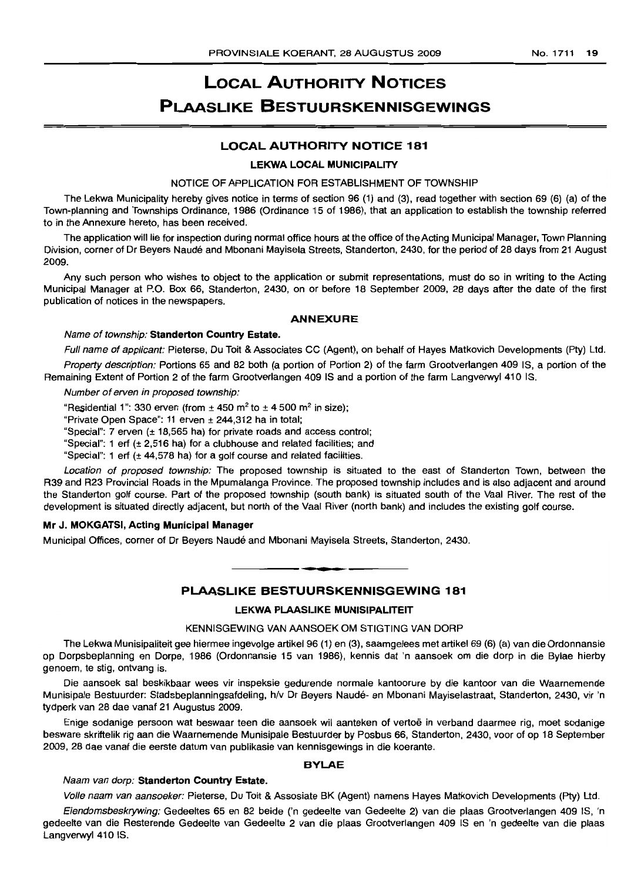# LOCAL AUTHORITY NOTICES

# PLAASLIKE BESTUURSKENNISGEWINGS

## LOCAL AUTHORITY NOTICE 181

### LEKWA LOCAL MUNICIPALITY

NOTICE OF APPLICATION FOR ESTABLISHMENT OF TOWNSHIP

The Lekwa Municipality hereby gives notice in terms of section 96 (1) and (3), read together with section 69 (6) (a) of the Town-planning and Townships Ordinance, 1986 (Ordinance 15 of 1986), that an application to establish the township referred to in the Annexure hereto, has been received.

The application will lie for inspection during normal office hours at the office of the Acting Municipal Manager, Town Planning Division, corner of Dr Beyers Naudé and Mbonani Mayisela Streets, Standerton, 2430, for the period of 28 days from 21 August 2009.

Any such person who wishes to object to the application or submit representations, must do so in writing to the Acting Municipal Manager at P.O. Box 66, Standerton, 2430, on or before 18 September 2009, 28 days after the date of the first publication of notices in the newspapers.

### ANNEXURE

*Name of township:* **Standerton Country Estate.**

*Full name of applicant:* Pieterse, Du Toit & Associates CC (Agent), on behalf of Hayes Matkovich Developments (Pty) Ltd.

*Property description:* Portions 65 and 82 both (a portion of Portion 2) of the farm Grootverlangen 409 IS, a portion of the Remaining Extent of Portion 2 of the farm Grootverlangen 409 IS and a portion of the farm Langverwyl 410 IS.

*Number of erven in proposed township:*

"Residential 1": 330 erven (from ± 450 m$^2$ to ± 4 500 m$^2$ in size);

"Private Open Space": 11 erven ± 244,312 ha in total;

"Special": 7 erven (± 18,565 ha) for private roads and access control;

"Special": 1 erf (± 2,516 ha) for a clubhouse and related facilities; and

"Special": 1 erf (± 44,578 ha) for a golf course and related facilities.

*Location of proposed township:* The proposed township is situated to the east of Standerton Town, between the R39 and R23 Provincial Roads in the Mpumalanga Province. The proposed township includes and is also adjacent and around the Standerton golf course. Part of the proposed township (south bank) is situated south of the Vaal River. The rest of the development is situated directly adjacent, but north of the Vaal River (north bank) and includes the existing golf course.

**Mr J. MOKGATSI, Acting Municipal Manager**

Municipal Offices, corner of Dr Beyers Naudé and Mbonani Mayisela Streets, Standerton, 2430.

---

## PLAASLIKE BESTUURSKENNISGEWING 181

### LEKWA PLAASLIKE MUNISIPALITEIT

KENNISGEWING VAN AANSOEK OM STIGTING VAN DORP

The Lekwa Munisipaliteit gee hiermee ingevolge artikel 96 (1) en (3), saamgelees met artikel 69 (6) (a) van die Ordonnansie op Dorpsbeplanning en Dorpe, 1986 (Ordonnansie 15 van 1986), kennis dat 'n aansoek om die dorp in die Bylae hierby genoem, te stig, ontvang is.

Die aansoek sal beskikbaar wees vir inspeksie gedurende normale kantoorure by die kantoor van die Waarnemende Munisipale Bestuurder: Stadsbeplanningsafdeling, h/v Dr Beyers Naudé- en Mbonani Mayiselastraat, Standerton, 2430, vir 'n tydperk van 28 dae vanaf 21 Augustus 2009.

Enige sodanige persoon wat beswaar teen die aansoek wil aanteken of vertoë in verband daarmee rig, moet sodanige besware skriftelik rig aan die Waarnemende Munisipale Bestuurder by Posbus 66, Standerton, 2430, voor of op 18 September 2009, 28 dae vanaf die eerste datum van publikasie van kennisgewings in die koerante.

### BYLAE

*Naam van dorp:* **Standerton Country Estate.**

*Volle naam van aansoeker:* Pieterse, Du Toit & Assosiate BK (Agent) namens Hayes Matkovich Developments (Pty) Ltd.

*Eiendomsbeskrywing:* Gedeeltes 65 en 82 beide ('n gedeelte van Gedeelte 2) van die plaas Grootverlangen 409 IS, 'n gedeelte van die Resterende Gedeelte van Gedeelte 2 van die plaas Grootverlangen 409 IS en 'n gedeelte van die plaas Langverwyl 410 IS.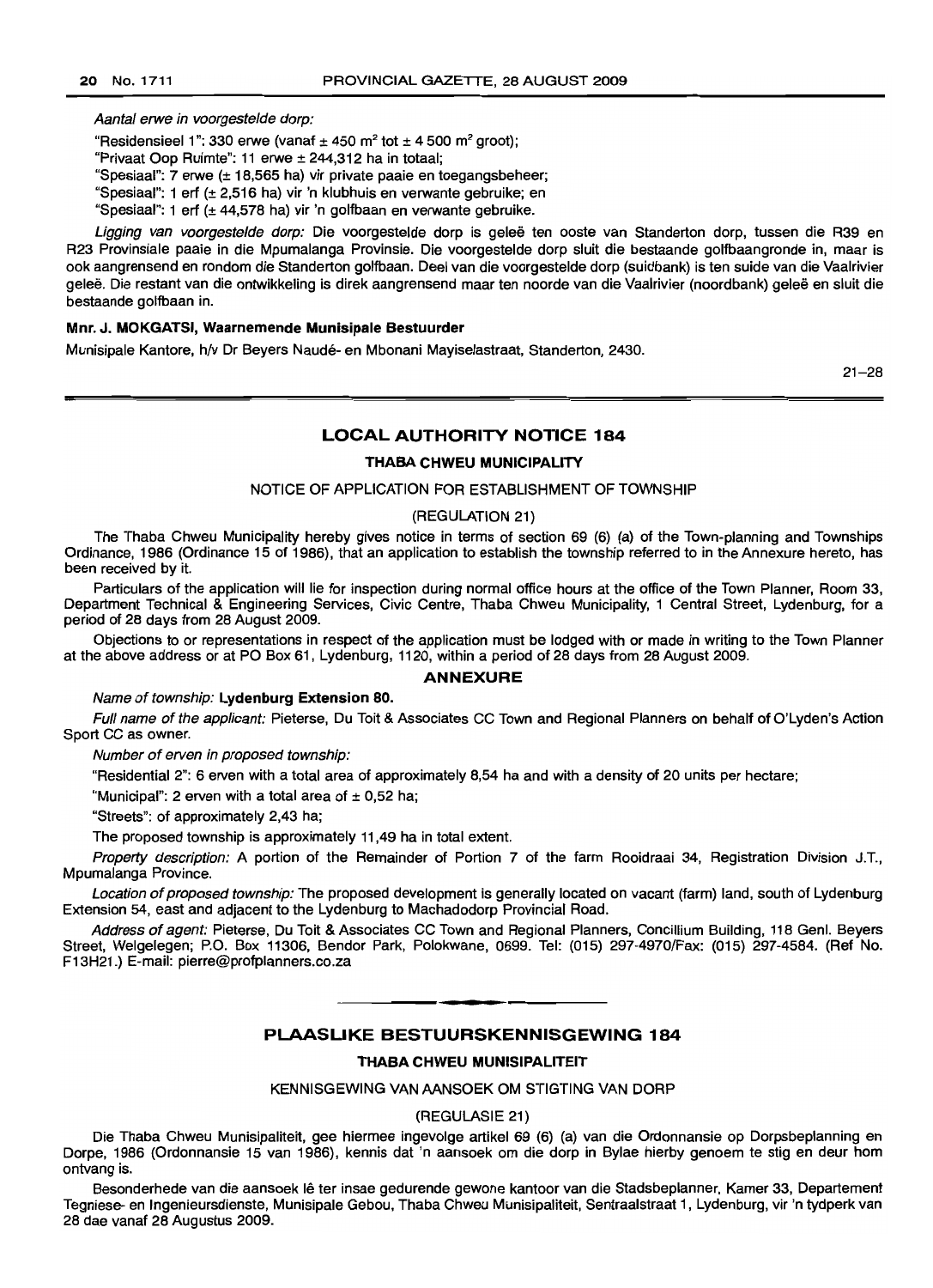*Aantal erwe in voorgestelde dorp:*

"Residensieel 1": 330 erwe (vanaf ± 450 m² tot ± 4 500 m² groot);

"Privaat Oop Ruimte": 11 erwe ± 244,312 ha in totaal;

"Spesiaal": 7 erwe (± 18,565 ha) vir private paaie en toegangsbeheer;

"Spesiaal": 1 erf (± 2,516 ha) vir 'n klubhuis en verwante gebruike; en

"Spesiaal": 1 erf (± 44,578 ha) vir 'n golfbaan en verwante gebruike.

*Ligging van voorgestelde dorp:* Die voorgestelde dorp is geleë ten ooste van Standerton dorp, tussen die R39 en R23 Provinsiale paaie in die Mpumalanga Provinsie. Die voorgestelde dorp sluit die bestaande golfbaangronde in, maar is ook aangrensend en rondom die Standerton golfbaan. Deel van die voorgestelde dorp (suidbank) is ten suide van die Vaalrivier geleë. Die restant van die ontwikkeling is direk aangrensend maar ten noorde van die Vaalrivier (noordbank) geleë en sluit die bestaande golfbaan in.

**Mnr. J. MOKGATSI, Waarnemende Munisipale Bestuurder**

Munisipale Kantore, h/v Dr Beyers Naudé- en Mbonani Mayiselastraat, Standerton, 2430.

21–28

## LOCAL AUTHORITY NOTICE 184

### THABA CHWEU MUNICIPALITY

NOTICE OF APPLICATION FOR ESTABLISHMENT OF TOWNSHIP

(REGULATION 21)

The Thaba Chweu Municipality hereby gives notice in terms of section 69 (6) (a) of the Town-planning and Townships Ordinance, 1986 (Ordinance 15 of 1986), that an application to establish the township referred to in the Annexure hereto, has been received by it.

Particulars of the application will lie for inspection during normal office hours at the office of the Town Planner, Room 33, Department Technical & Engineering Services, Civic Centre, Thaba Chweu Municipality, 1 Central Street, Lydenburg, for a period of 28 days from 28 August 2009.

Objections to or representations in respect of the application must be lodged with or made in writing to the Town Planner at the above address or at PO Box 61, Lydenburg, 1120, within a period of 28 days from 28 August 2009.

### ANNEXURE

*Name of township:* **Lydenburg Extension 80.**

*Full name of the applicant:* Pieterse, Du Toit & Associates CC Town and Regional Planners on behalf of O'Lyden's Action Sport CC as owner.

*Number of erven in proposed township:*

"Residential 2": 6 erven with a total area of approximately 8,54 ha and with a density of 20 units per hectare;

"Municipal": 2 erven with a total area of ± 0,52 ha;

"Streets": of approximately 2,43 ha;

The proposed township is approximately 11,49 ha in total extent.

*Property description:* A portion of the Remainder of Portion 7 of the farm Rooidraai 34, Registration Division J.T., Mpumalanga Province.

*Location of proposed township:* The proposed development is generally located on vacant (farm) land, south of Lydenburg Extension 54, east and adjacent to the Lydenburg to Machadodorp Provincial Road.

*Address of agent:* Pieterse, Du Toit & Associates CC Town and Regional Planners, Concillium Building, 118 Genl. Beyers Street, Welgelegen; P.O. Box 11306, Bendor Park, Polokwane, 0699. Tel: (015) 297-4970/Fax: (015) 297-4584. (Ref No. F13H21.) E-mail: pierre@profplanners.co.za

## PLAASLIKE BESTUURSKENNISGEWING 184

### THABA CHWEU MUNISIPALITEIT

KENNISGEWING VAN AANSOEK OM STIGTING VAN DORP

(REGULASIE 21)

Die Thaba Chweu Munisipaliteit, gee hiermee ingevolge artikel 69 (6) (a) van die Ordonnansie op Dorpsbeplanning en Dorpe, 1986 (Ordonnansie 15 van 1986), kennis dat 'n aansoek om die dorp in Bylae hierby genoem te stig en deur hom ontvang is.

Besonderhede van die aansoek lê ter insae gedurende gewone kantoor van die Stadsbeplanner, Kamer 33, Departement Tegniese- en Ingenieursdienste, Munisipale Gebou, Thaba Chweu Munisipaliteit, Sentraalstraat 1, Lydenburg, vir 'n tydperk van 28 dae vanaf 28 Augustus 2009.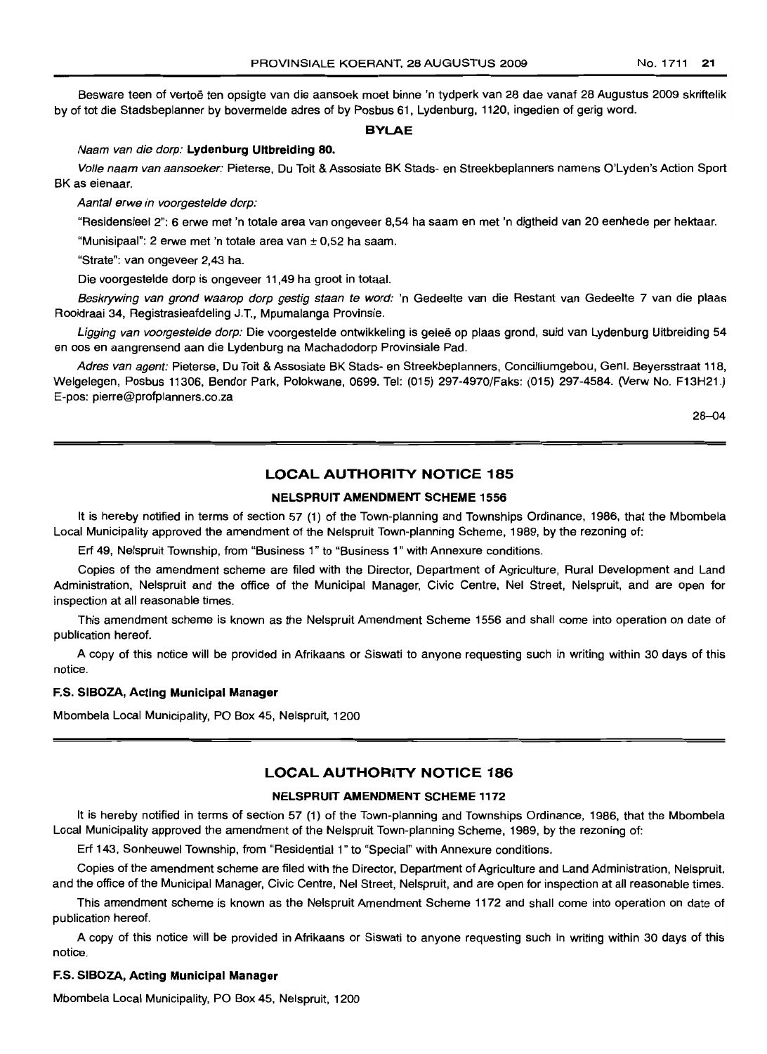Besware teen of vertoë ten opsigte van die aansoek moet binne 'n tydperk van 28 dae vanaf 28 Augustus 2009 skriftelik by of tot die Stadsbeplanner by bovermelde adres of by Posbus 61, Lydenburg, 1120, ingedien of gerig word.

**BYLAE**

*Naam van die dorp:* **Lydenburg Uitbreiding 80.**

*Volle naam van aansoeker:* Pieterse, Du Toit & Assosiate BK Stads- en Streekbeplanners namens O'Lyden's Action Sport BK as eienaar.

*Aantal erwe in voorgestelde dorp:*

"Residensieel 2": 6 erwe met 'n totale area van ongeveer 8,54 ha saam en met 'n digtheid van 20 eenhede per hektaar.

"Munisipaal": 2 erwe met 'n totale area van ± 0,52 ha saam.

"Strate": van ongeveer 2,43 ha.

Die voorgestelde dorp is ongeveer 11,49 ha groot in totaal.

*Beskrywing van grond waarop dorp gestig staan te word:* 'n Gedeelte van die Restant van Gedeelte 7 van die plaas Rooidraai 34, Registrasieafdeling J.T., Mpumalanga Provinsie.

*Ligging van voorgestelde dorp:* Die voorgestelde ontwikkeling is geleë op plaas grond, suid van Lydenburg Uitbreiding 54 en oos en aangrensend aan die Lydenburg na Machadodorp Provinsiale Pad.

*Adres van agent:* Pieterse, Du Toit & Assosiate BK Stads- en Streekbeplanners, Concilliumgebou, Genl. Beyersstraat 118, Welgelegen, Posbus 11306, Bendor Park, Polokwane, 0699. Tel: (015) 297-4970/Faks: (015) 297-4584. (Verw No. F13H21.) E-pos: pierre@profplanners.co.za

28–04

## LOCAL AUTHORITY NOTICE 185

### NELSPRUIT AMENDMENT SCHEME 1556

It is hereby notified in terms of section 57 (1) of the Town-planning and Townships Ordinance, 1986, that the Mbombela Local Municipality approved the amendment of the Nelspruit Town-planning Scheme, 1989, by the rezoning of:

Erf 49, Nelspruit Township, from "Business 1" to "Business 1" with Annexure conditions.

Copies of the amendment scheme are filed with the Director, Department of Agriculture, Rural Development and Land Administration, Nelspruit and the office of the Municipal Manager, Civic Centre, Nel Street, Nelspruit, and are open for inspection at all reasonable times.

This amendment scheme is known as the Nelspruit Amendment Scheme 1556 and shall come into operation on date of publication hereof.

A copy of this notice will be provided in Afrikaans or Siswati to anyone requesting such in writing within 30 days of this notice.

**F.S. SIBOZA, Acting Municipal Manager**

Mbombela Local Municipality, PO Box 45, Nelspruit, 1200

## LOCAL AUTHORITY NOTICE 186

### NELSPRUIT AMENDMENT SCHEME 1172

It is hereby notified in terms of section 57 (1) of the Town-planning and Townships Ordinance, 1986, that the Mbombela Local Municipality approved the amendment of the Nelspruit Town-planning Scheme, 1989, by the rezoning of:

Erf 143, Sonheuwel Township, from "Residential 1" to "Special" with Annexure conditions.

Copies of the amendment scheme are filed with the Director, Department of Agriculture and Land Administration, Nelspruit, and the office of the Municipal Manager, Civic Centre, Nel Street, Nelspruit, and are open for inspection at all reasonable times.

This amendment scheme is known as the Nelspruit Amendment Scheme 1172 and shall come into operation on date of publication hereof.

A copy of this notice will be provided in Afrikaans or Siswati to anyone requesting such in writing within 30 days of this notice.

**F.S. SIBOZA, Acting Municipal Manager**

Mbombela Local Municipality, PO Box 45, Nelspruit, 1200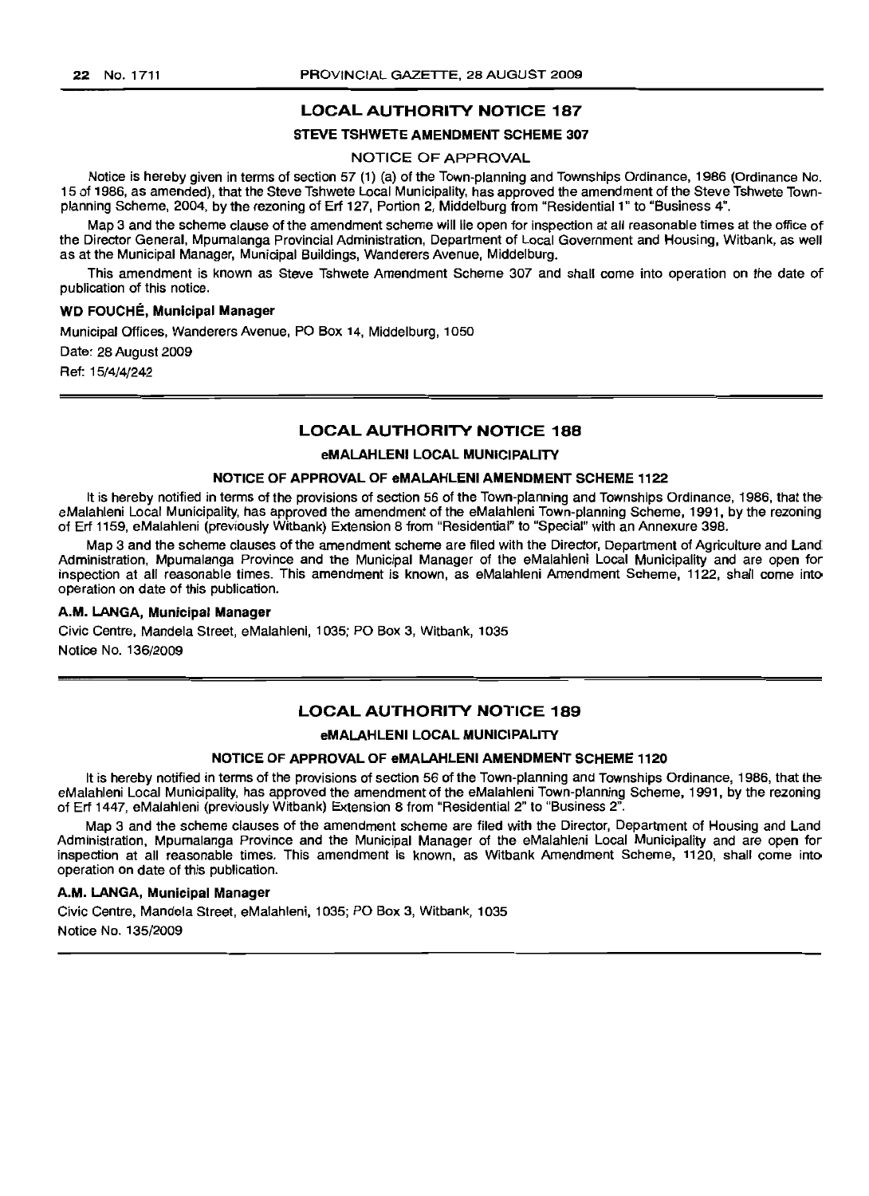## LOCAL AUTHORITY NOTICE 187

### STEVE TSHWETE AMENDMENT SCHEME 307

NOTICE OF APPROVAL

Notice is hereby given in terms of section 57 (1) (a) of the Town-planning and Townships Ordinance, 1986 (Ordinance No. 15 of 1986, as amended), that the Steve Tshwete Local Municipality, has approved the amendment of the Steve Tshwete Town-planning Scheme, 2004, by the rezoning of Erf 127, Portion 2, Middelburg from "Residential 1" to "Business 4".

Map 3 and the scheme clause of the amendment scheme will lie open for inspection at all reasonable times at the office of the Director General, Mpumalanga Provincial Administration, Department of Local Government and Housing, Witbank, as well as at the Municipal Manager, Municipal Buildings, Wanderers Avenue, Middelburg.

This amendment is known as Steve Tshwete Amendment Scheme 307 and shall come into operation on the date of publication of this notice.

**WD FOUCHÉ, Municipal Manager**

Municipal Offices, Wanderers Avenue, PO Box 14, Middelburg, 1050

Date: 28 August 2009

Ref: 15/4/4/242

## LOCAL AUTHORITY NOTICE 188

### eMALAHLENI LOCAL MUNICIPALITY

### NOTICE OF APPROVAL OF eMALAHLENI AMENDMENT SCHEME 1122

It is hereby notified in terms of the provisions of section 56 of the Town-planning and Townships Ordinance, 1986, that the eMalahleni Local Municipality, has approved the amendment of the eMalahleni Town-planning Scheme, 1991, by the rezoning of Erf 1159, eMalahleni (previously Witbank) Extension 8 from "Residential" to "Special" with an Annexure 398.

Map 3 and the scheme clauses of the amendment scheme are filed with the Director, Department of Agriculture and Land Administration, Mpumalanga Province and the Municipal Manager of the eMalahleni Local Municipality and are open for inspection at all reasonable times. This amendment is known, as eMalahleni Amendment Scheme, 1122, shall come into operation on date of this publication.

**A.M. LANGA, Municipal Manager**

Civic Centre, Mandela Street, eMalahleni, 1035; PO Box 3, Witbank, 1035

Notice No. 136/2009

## LOCAL AUTHORITY NOTICE 189

### eMALAHLENI LOCAL MUNICIPALITY

### NOTICE OF APPROVAL OF eMALAHLENI AMENDMENT SCHEME 1120

It is hereby notified in terms of the provisions of section 56 of the Town-planning and Townships Ordinance, 1986, that the eMalahleni Local Municipality, has approved the amendment of the eMalahleni Town-planning Scheme, 1991, by the rezoning of Erf 1447, eMalahleni (previously Witbank) Extension 8 from "Residential 2" to "Business 2".

Map 3 and the scheme clauses of the amendment scheme are filed with the Director, Department of Housing and Land Administration, Mpumalanga Province and the Municipal Manager of the eMalahleni Local Municipality and are open for inspection at all reasonable times. This amendment is known, as Witbank Amendment Scheme, 1120, shall come into operation on date of this publication.

**A.M. LANGA, Municipal Manager**

Civic Centre, Mandela Street, eMalahleni, 1035; PO Box 3, Witbank, 1035

Notice No. 135/2009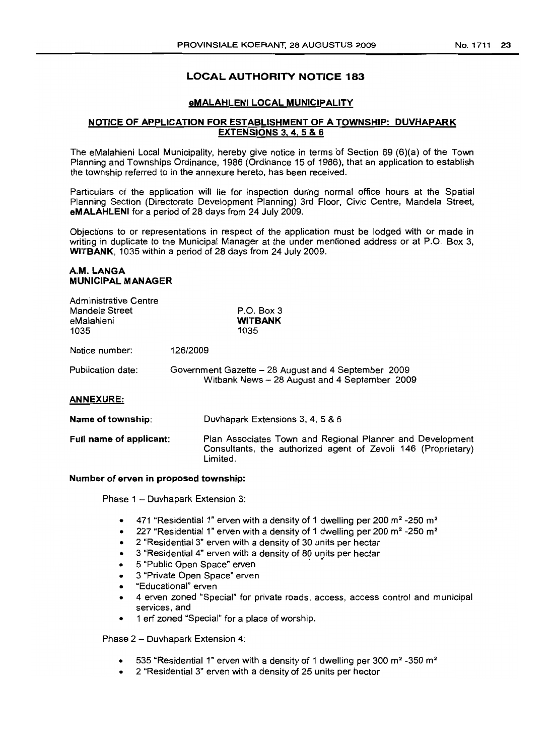## LOCAL AUTHORITY NOTICE 183

### eMALAHLENI LOCAL MUNICIPALITY

### NOTICE OF APPLICATION FOR ESTABLISHMENT OF A TOWNSHIP: DUVHAPARK EXTENSIONS 3, 4, 5 & 6

The eMalahleni Local Municipality, hereby give notice in terms of Section 69 (6)(a) of the Town Planning and Townships Ordinance, 1986 (Ordinance 15 of 1986), that an application to establish the township referred to in the annexure hereto, has been received.

Particulars of the application will lie for inspection during normal office hours at the Spatial Planning Section (Directorate Development Planning) 3rd Floor, Civic Centre, Mandela Street, **eMALAHLENI** for a period of 28 days from 24 July 2009.

Objections to or representations in respect of the application must be lodged with or made in writing in duplicate to the Municipal Manager at the under mentioned address or at P.O. Box 3, **WITBANK**, 1035 within a period of 28 days from 24 July 2009.

**A.M. LANGA**
**MUNICIPAL MANAGER**

Administrative Centre
Mandela Street
eMalahleni
1035

P.O. Box 3
**WITBANK**
1035

Notice number: 126/2009

Publication date: Government Gazette – 28 August and 4 September 2009
Witbank News – 28 August and 4 September 2009

**ANNEXURE:**

**Name of township**: Duvhapark Extensions 3, 4, 5 & 6

**Full name of applicant:** Plan Associates Town and Regional Planner and Development Consultants, the authorized agent of Zevoli 146 (Proprietary) Limited.

**Number of erven in proposed township:**

Phase 1 – Duvhapark Extension 3:

- 471 "Residential 1" erven with a density of 1 dwelling per 200 m² -250 m²
- 227 "Residential 1" erven with a density of 1 dwelling per 200 m² -250 m²
- 2 "Residential 3" erven with a density of 30 units per hectar
- 3 "Residential 4" erven with a density of 80 units per hectar
- 5 "Public Open Space" erven
- 3 "Private Open Space" erven
- "Educational" erven
- 4 erven zoned "Special" for private roads, access, access control and municipal services, and
- 1 erf zoned "Special" for a place of worship.

Phase 2 – Duvhapark Extension 4:

- 535 "Residential 1" erven with a density of 1 dwelling per 300 m² -350 m²
- 2 "Residential 3" erven with a density of 25 units per hector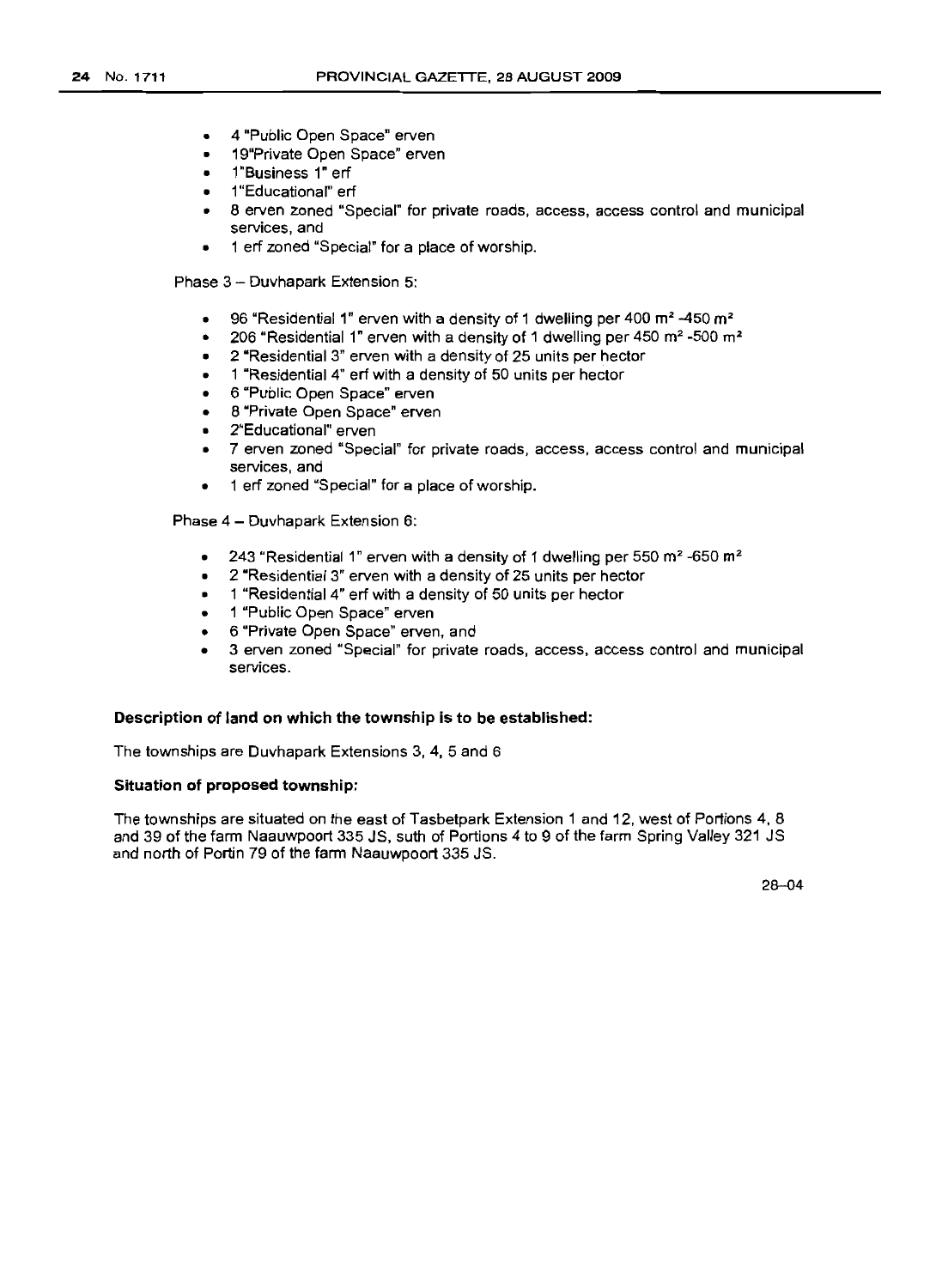- 4 "Public Open Space" erven
- 19"Private Open Space" erven
- 1"Business 1" erf
- 1"Educational" erf
- 8 erven zoned "Special" for private roads, access, access control and municipal services, and
- 1 erf zoned "Special" for a place of worship.

Phase 3 – Duvhapark Extension 5:

- 96 "Residential 1" erven with a density of 1 dwelling per 400 $m^2$ -450 $m^2$
- 206 "Residential 1" erven with a density of 1 dwelling per 450 $m^2$ -500 $m^2$
- 2 "Residential 3" erven with a density of 25 units per hector
- 1 "Residential 4" erf with a density of 50 units per hector
- 6 "Public Open Space" erven
- 8 "Private Open Space" erven
- 2"Educational" erven
- 7 erven zoned "Special" for private roads, access, access control and municipal services, and
- 1 erf zoned "Special" for a place of worship.

Phase 4 – Duvhapark Extension 6:

- 243 "Residential 1" erven with a density of 1 dwelling per 550 $m^2$ -650 $m^2$
- 2 "Residential 3" erven with a density of 25 units per hector
- 1 "Residential 4" erf with a density of 50 units per hector
- 1 "Public Open Space" erven
- 6 "Private Open Space" erven, and
- 3 erven zoned "Special" for private roads, access, access control and municipal services.

**Description of land on which the township is to be established:**

The townships are Duvhapark Extensions 3, 4, 5 and 6

**Situation of proposed township:**

The townships are situated on the east of Tasbetpark Extension 1 and 12, west of Portions 4, 8 and 39 of the farm Naauwpoort 335 JS, suth of Portions 4 to 9 of the farm Spring Valley 321 JS and north of Portin 79 of the farm Naauwpoort 335 JS.

28–04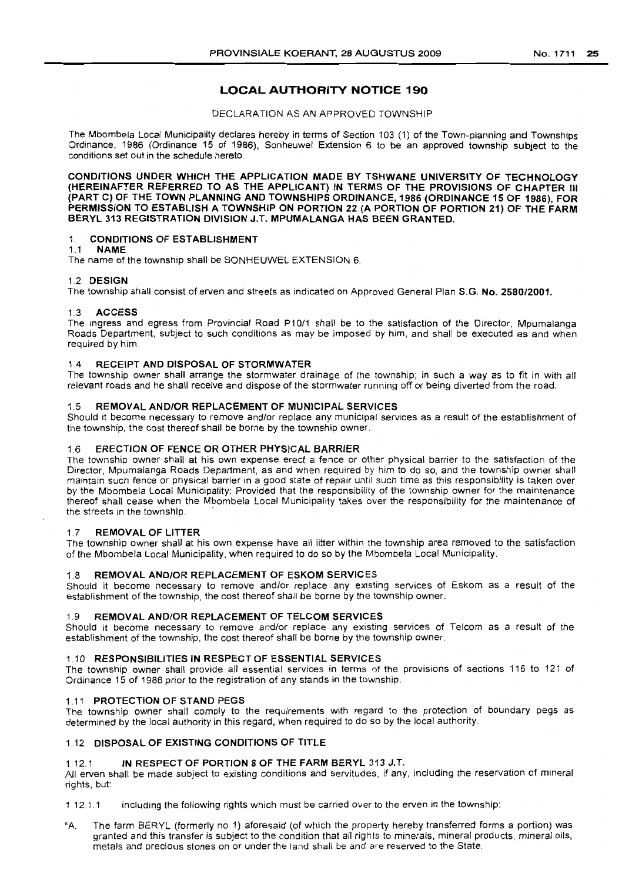## LOCAL AUTHORITY NOTICE 190

DECLARATION AS AN APPROVED TOWNSHIP

The Mbombela Local Municipality declares hereby in terms of Section 103 (1) of the Town-planning and Townships Ordinance, 1986 (Ordinance 15 of 1986), Sonheuwel Extension 6 to be an approved township subject to the conditions set out in the schedule hereto.

**CONDITIONS UNDER WHICH THE APPLICATION MADE BY TSHWANE UNIVERSITY OF TECHNOLOGY (HEREINAFTER REFERRED TO AS THE APPLICANT) IN TERMS OF THE PROVISIONS OF CHAPTER III (PART C) OF THE TOWN PLANNING AND TOWNSHIPS ORDINANCE, 1986 (ORDINANCE 15 OF 1986), FOR PERMISSION TO ESTABLISH A TOWNSHIP ON PORTION 22 (A PORTION OF PORTION 21) OF THE FARM BERYL 313 REGISTRATION DIVISION J.T. MPUMALANGA HAS BEEN GRANTED.**

### 1. CONDITIONS OF ESTABLISHMENT

#### 1.1 NAME

The name of the township shall be SONHEUWEL EXTENSION 6.

#### 1.2 DESIGN

The township shall consist of erven and streets as indicated on Approved General Plan **S.G. No. 2580/2001.**

#### 1.3 ACCESS

The ingress and egress from Provincial Road P10/1 shall be to the satisfaction of the Director, Mpumalanga Roads Department, subject to such conditions as may be imposed by him, and shall be executed as and when required by him.

#### 1.4 RECEIPT AND DISPOSAL OF STORMWATER

The township owner shall arrange the stormwater drainage of the township; in such a way as to fit in with all relevant roads and he shall receive and dispose of the stormwater running off or being diverted from the road.

#### 1.5 REMOVAL AND/OR REPLACEMENT OF MUNICIPAL SERVICES

Should it become necessary to remove and/or replace any municipal services as a result of the establishment of the township, the cost thereof shall be borne by the township owner.

#### 1.6 ERECTION OF FENCE OR OTHER PHYSICAL BARRIER

The township owner shall at his own expense erect a fence or other physical barrier to the satisfaction of the Director, Mpumalanga Roads Department, as and when required by him to do so, and the township owner shall maintain such fence or physical barrier in a good state of repair until such time as this responsibility is taken over by the Mbombela Local Municipality: Provided that the responsibility of the township owner for the maintenance thereof shall cease when the Mbombela Local Municipality takes over the responsibility for the maintenance of the streets in the township.

#### 1.7 REMOVAL OF LITTER

The township owner shall at his own expense have all litter within the township area removed to the satisfaction of the Mbombela Local Municipality, when required to do so by the Mbombela Local Municipality.

#### 1.8 REMOVAL AND/OR REPLACEMENT OF ESKOM SERVICES

Should it become necessary to remove and/or replace any existing services of Eskom as a result of the establishment of the township, the cost thereof shall be borne by the township owner.

#### 1.9 REMOVAL AND/OR REPLACEMENT OF TELCOM SERVICES

Should it become necessary to remove and/or replace any existing services of Telcom as a result of the establishment of the township, the cost thereof shall be borne by the township owner.

#### 1.10 RESPONSIBILITIES IN RESPECT OF ESSENTIAL SERVICES

The township owner shall provide all essential services in terms of the provisions of sections 116 to 121 of Ordinance 15 of 1986 prior to the registration of any stands in the township.

#### 1.11 PROTECTION OF STAND PEGS

The township owner shall comply to the requirements with regard to the protection of boundary pegs as determined by the local authority in this regard, when required to do so by the local authority.

#### 1.12 DISPOSAL OF EXISTING CONDITIONS OF TITLE

##### 1.12.1 IN RESPECT OF PORTION 8 OF THE FARM BERYL 313 J.T.

All erven shall be made subject to existing conditions and servitudes, if any, including the reservation of mineral rights, but:

1.12.1.1 including the following rights which must be carried over to the erven in the township:

"A. The farm BERYL (formerly no 1) aforesaid (of which the property hereby transferred forms a portion) was granted and this transfer is subject to the condition that all rights to minerals, mineral products, mineral oils, metals and precious stones on or under the land shall be and are reserved to the State.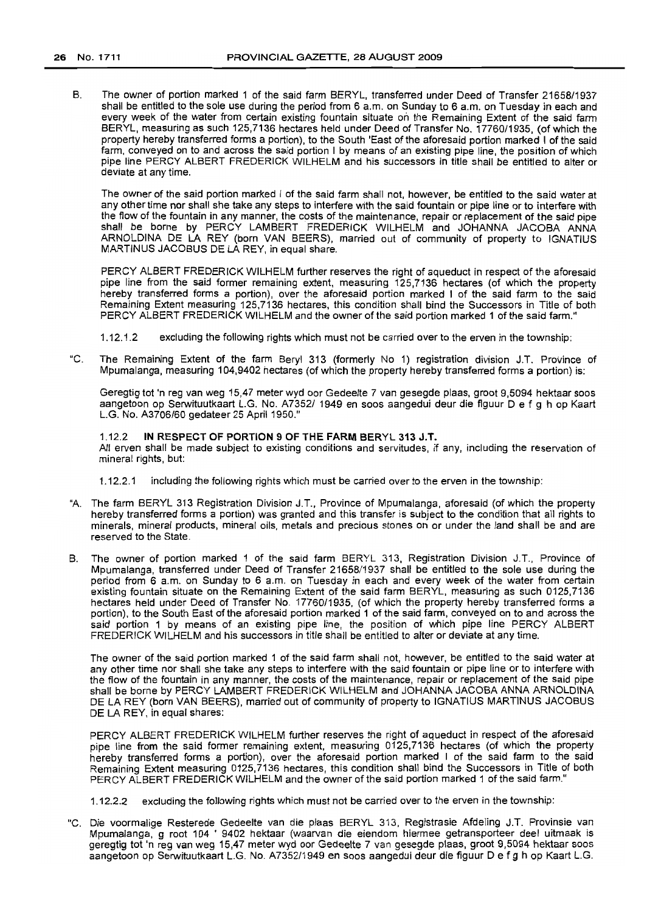B. The owner of portion marked 1 of the said farm BERYL, transferred under Deed of Transfer 21658/1937 shall be entitled to the sole use during the period from 6 a.m. on Sunday to 6 a.m. on Tuesday in each and every week of the water from certain existing fountain situate on the Remaining Extent of the said farm BERYL, measuring as such 125,7136 hectares held under Deed of Transfer No. 17760/1935, (of which the property hereby transferred forms a portion), to the South 'East of the aforesaid portion marked I of the said farm, conveyed on to and across the said portion I by means of an existing pipe line, the position of which pipe line PERCY ALBERT FREDERICK WILHELM and his successors in title shall be entitled to alter or deviate at any time.

The owner of the said portion marked I of the said farm shall not, however, be entitled to the said water at any other time nor shall she take any steps to interfere with the said fountain or pipe line or to interfere with the flow of the fountain in any manner, the costs of the maintenance, repair or replacement of the said pipe shall be borne by PERCY LAMBERT FREDERICK WILHELM and JOHANNA JACOBA ANNA ARNOLDINA DE LA REY (born VAN BEERS), married out of community of property to IGNATIUS MARTINUS JACOBUS DE LA REY, in equal share.

PERCY ALBERT FREDERICK WILHELM further reserves the right of aqueduct in respect of the aforesaid pipe line from the said former remaining extent, measuring 125,7136 hectares (of which the property hereby transferred forms a portion), over the aforesaid portion marked I of the said farm to the said Remaining Extent measuring 125,7136 hectares, this condition shall bind the Successors in Title of both PERCY ALBERT FREDERICK WILHELM and the owner of the said portion marked 1 of the said farm."

1.12.1.2 excluding the following rights which must not be carried over to the erven in the township:

"C. The Remaining Extent of the farm Beryl 313 (formerly No 1) registration division J.T. Province of Mpumalanga, measuring 104,9402 hectares (of which the property hereby transferred forms a portion) is:

Geregtig tot 'n reg van weg 15,47 meter wyd oor Gedeelte 7 van gesegde plaas, groot 9,5094 hektaar soos aangetoon op Serwituutkaart L.G. No. A7352/ 1949 en soos aangedui deur die figuur D e f g h op Kaart L.G. No. A3706/60 gedateer 25 April 1950."

1.12.2 **IN RESPECT OF PORTION 9 OF THE FARM BERYL 313 J.T.**
All erven shall be made subject to existing conditions and servitudes, if any, including the reservation of mineral rights, but:

1.12.2.1 including the following rights which must be carried over to the erven in the township:

"A. The farm BERYL 313 Registration Division J.T., Province of Mpumalanga, aforesaid (of which the property hereby transferred forms a portion) was granted and this transfer is subject to the condition that all rights to minerals, mineral products, mineral oils, metals and precious stones on or under the land shall be and are reserved to the State.

B. The owner of portion marked 1 of the said farm BERYL 313, Registration Division J.T., Province of Mpumalanga, transferred under Deed of Transfer 21658/1937 shall be entitled to the sole use during the period from 6 a.m. on Sunday to 6 a.m. on Tuesday in each and every week of the water from certain existing fountain situate on the Remaining Extent of the said farm BERYL, measuring as such 0125,7136 hectares held under Deed of Transfer No. 17760/1935, (of which the property hereby transferred forms a portion), to the South East of the aforesaid portion marked 1 of the said farm, conveyed on to and across the said portion 1 by means of an existing pipe line, the position of which pipe line PERCY ALBERT FREDERICK WILHELM and his successors in title shall be entitled to alter or deviate at any time.

The owner of the said portion marked 1 of the said farm shall not, however, be entitled to the said water at any other time nor shall she take any steps to interfere with the said fountain or pipe line or to interfere with the flow of the fountain in any manner, the costs of the maintenance, repair or replacement of the said pipe shall be borne by PERCY LAMBERT FREDERICK WILHELM and JOHANNA JACOBA ANNA ARNOLDINA DE LA REY (born VAN BEERS), married out of community of property to IGNATIUS MARTINUS JACOBUS DE LA REY, in equal shares:

PERCY ALBERT FREDERICK WILHELM further reserves the right of aqueduct in respect of the aforesaid pipe line from the said former remaining extent, measuring 0125,7136 hectares (of which the property hereby transferred forms a portion), over the aforesaid portion marked I of the said farm to the said Remaining Extent measuring 0125,7136 hectares, this condition shall bind the Successors in Title of both PERCY ALBERT FREDERICK WILHELM and the owner of the said portion marked 1 of the said farm."

1.12.2.2 excluding the following rights which must not be carried over to the erven in the township:

"C. Die voormalige Resterede Gedeelte van die plaas BERYL 313, Registrasie Afdeling J.T. Provinsie van Mpumalanga, g root 104 ' 9402 hektaar (waarvan die eiendom hiermee getransporteer deel uitmaak is geregtig tot 'n reg van weg 15,47 meter wyd oor Gedeelte 7 van gesegde plaas, groot 9,5094 hektaar soos aangetoon op Serwituutkaart L.G. No. A7352/1949 en soos aangedui deur die figuur D e f g h op Kaart L.G.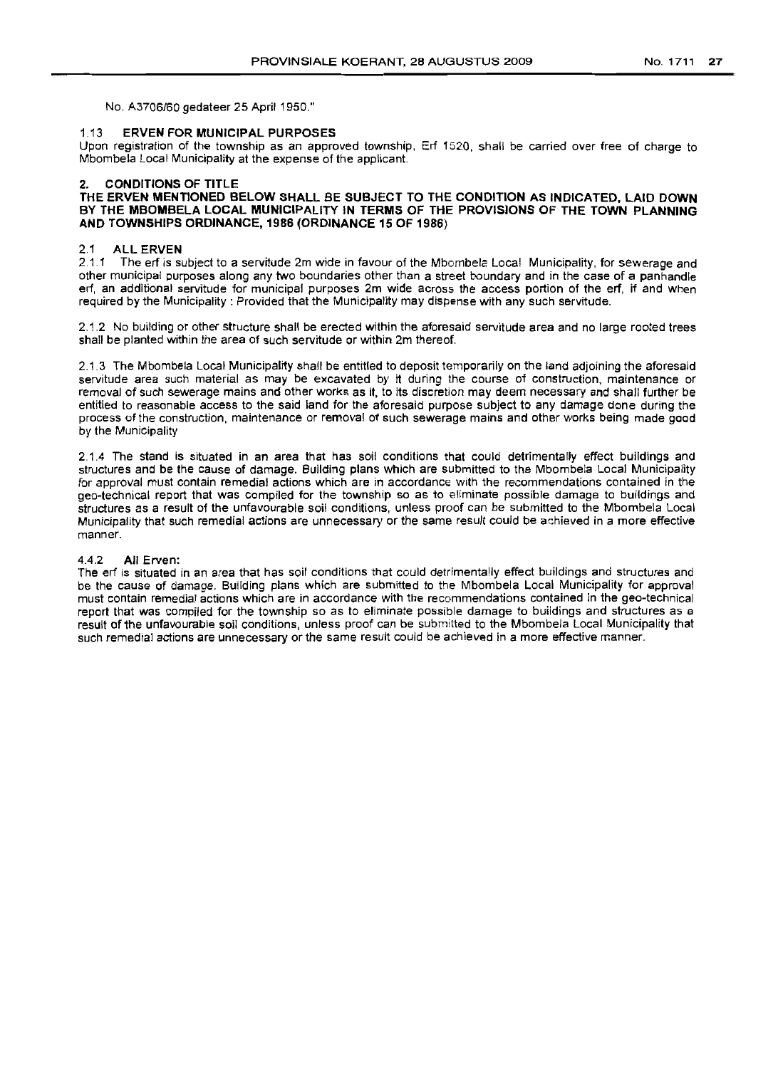No. A3706/60 gedateer 25 April 1950."

### 1.13 ERVEN FOR MUNICIPAL PURPOSES

Upon registration of the township as an approved township, Erf 1520, shall be carried over free of charge to Mbombela Local Municipality at the expense of the applicant.

## 2. CONDITIONS OF TITLE

**THE ERVEN MENTIONED BELOW SHALL BE SUBJECT TO THE CONDITION AS INDICATED, LAID DOWN BY THE MBOMBELA LOCAL MUNICIPALITY IN TERMS OF THE PROVISIONS OF THE TOWN PLANNING AND TOWNSHIPS ORDINANCE, 1986 (ORDINANCE 15 OF 1986)**

### 2.1 ALL ERVEN

2.1.1 The erf is subject to a servitude 2m wide in favour of the Mbombela Local Municipality, for sewerage and other municipal purposes along any two boundaries other than a street boundary and in the case of a panhandle erf, an additional servitude for municipal purposes 2m wide across the access portion of the erf, if and when required by the Municipality : Provided that the Municipality may dispense with any such servitude.

2.1.2 No building or other structure shall be erected within the aforesaid servitude area and no large rooted trees shall be planted within the area of such servitude or within 2m thereof.

2.1.3 The Mbombela Local Municipality shall be entitled to deposit temporarily on the land adjoining the aforesaid servitude area such material as may be excavated by it during the course of construction, maintenance or removal of such sewerage mains and other works as it, to its discretion may deem necessary and shall further be entitled to reasonable access to the said land for the aforesaid purpose subject to any damage done during the process of the construction, maintenance or removal of such sewerage mains and other works being made good by the Municipality

2.1.4 The stand is situated in an area that has soil conditions that could detrimentally effect buildings and structures and be the cause of damage. Building plans which are submitted to the Mbombela Local Municipality for approval must contain remedial actions which are in accordance with the recommendations contained in the geo-technical report that was compiled for the township so as to eliminate possible damage to buildings and structures as a result of the unfavourable soil conditions, unless proof can be submitted to the Mbombela Local Municipality that such remedial actions are unnecessary or the same result could be achieved in a more effective manner.

### 4.4.2 All Erven:

The erf is situated in an area that has soil conditions that could detrimentally effect buildings and structures and be the cause of damage. Building plans which are submitted to the Mbombela Local Municipality for approval must contain remedial actions which are in accordance with the recommendations contained in the geo-technical report that was compiled for the township so as to eliminate possible damage to buildings and structures as a result of the unfavourable soil conditions, unless proof can be submitted to the Mbombela Local Municipality that such remedial actions are unnecessary or the same result could be achieved in a more effective manner.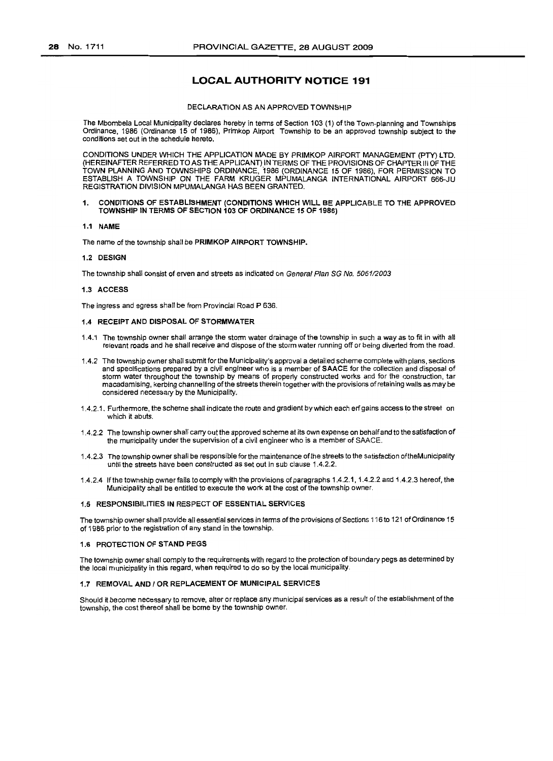## LOCAL AUTHORITY NOTICE 191

DECLARATION AS AN APPROVED TOWNSHIP

The Mbombela Local Municipality declares hereby in terms of Section 103 (1) of the Town-planning and Townships Ordinance, 1986 (Ordinance 15 of 1986), Primkop Airport Township to be an approved township subject to the conditions set out in the schedule hereto.

CONDITIONS UNDER WHICH THE APPLICATION MADE BY PRIMKOP AIRPORT MANAGEMENT (PTY) LTD. (HEREINAFTER REFERRED TO AS THE APPLICANT) IN TERMS OF THE PROVISIONS OF CHAPTER III OF THE TOWN PLANNING AND TOWNSHIPS ORDINANCE, 1986 (ORDINANCE 15 OF 1986), FOR PERMISSION TO ESTABLISH A TOWNSHIP ON THE FARM KRUGER MPUMALANGA INTERNATIONAL AIRPORT 666-JU REGISTRATION DIVISION MPUMALANGA HAS BEEN GRANTED.

### 1. CONDITIONS OF ESTABLISHMENT (CONDITIONS WHICH WILL BE APPLICABLE TO THE APPROVED TOWNSHIP IN TERMS OF SECTION 103 OF ORDINANCE 15 OF 1986)

#### 1.1 NAME

The name of the township shall be **PRIMKOP AIRPORT TOWNSHIP.**

#### 1.2 DESIGN

The township shall consist of erven and streets as indicated on *General Plan SG No. 5061/2003*

#### 1.3 ACCESS

The ingress and egress shall be from Provincial Road P 636.

#### 1.4 RECEIPT AND DISPOSAL OF STORMWATER

1.4.1 The township owner shall arrange the storm water drainage of the township in such a way as to fit in with all relevant roads and he shall receive and dispose of the storm water running off or being diverted from the road.

1.4.2 The township owner shall submit for the Municipality's approval a detailed scheme complete with plans, sections and specifications prepared by a civil engineer who is a member of **SAACE** for the collection and disposal of storm water throughout the township by means of properly constructed works and for the construction, tar macadamising, kerbing channelling of the streets therein together with the provisions of retaining walls as may be considered necessary by the Municipality.

1.4.2.1. Furthermore, the scheme shall indicate the route and gradient by which each erf gains access to the street on which it abuts.

1.4.2.2 The township owner shall carry out the approved scheme at its own expense on behalf and to the satisfaction of the municipality under the supervision of a civil engineer who is a member of SAACE.

1.4.2.3 The township owner shall be responsible for the maintenance of the streets to the satisfaction oftheMunicipality until the streets have been constructed as set out in sub clause 1.4.2.2.

1.4.2.4 If the township owner fails to comply with the provisions of paragraphs 1.4.2.1, 1.4.2.2 and 1.4.2.3 hereof, the Municipality shall be entitled to execute the work at the cost of the township owner.

#### 1.5 RESPONSIBILITIES IN RESPECT OF ESSENTIAL SERVICES

The township owner shall provide all essential services in terms of the provisions of Sections 116 to 121 of Ordinance 15 of 1986 prior to the registration of any stand in the township.

#### 1.6 PROTECTION OF STAND PEGS

The township owner shall comply to the requirements with regard to the protection of boundary pegs as determined by the local municipality in this regard, when required to do so by the local municipality.

#### 1.7 REMOVAL AND / OR REPLACEMENT OF MUNICIPAL SERVICES

Should it become necessary to remove, alter or replace any municipal services as a result of the establishment of the township, the cost thereof shall be borne by the township owner.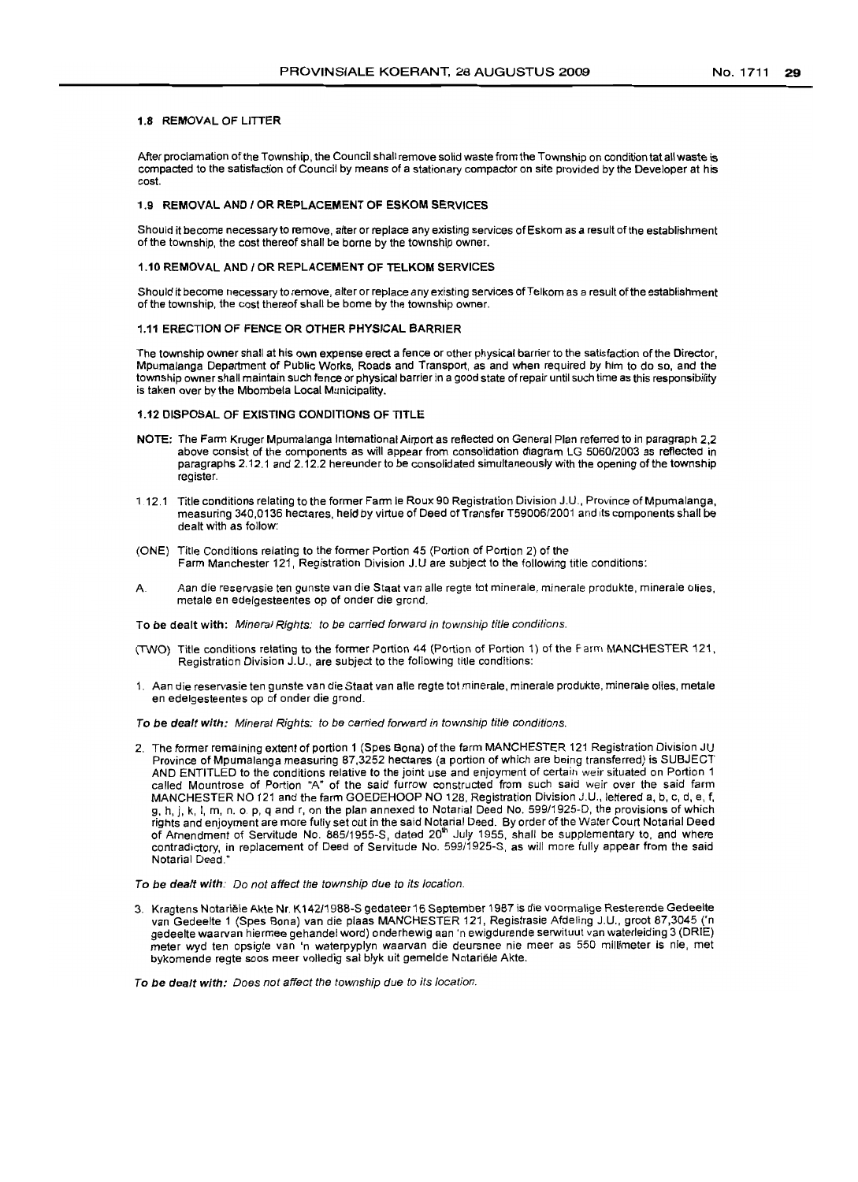### 1.8 REMOVAL OF LITTER

After proclamation of the Township, the Council shall remove solid waste from the Township on condition tat all waste is compacted to the satisfaction of Council by means of a stationary compactor on site provided by the Developer at his cost.

### 1.9 REMOVAL AND / OR REPLACEMENT OF ESKOM SERVICES

Should it become necessary to remove, alter or replace any existing services of Eskom as a result of the establishment of the township, the cost thereof shall be borne by the township owner.

### 1.10 REMOVAL AND / OR REPLACEMENT OF TELKOM SERVICES

Should it become necessary to remove, alter or replace any existing services of Telkom as a result of the establishment of the township, the cost thereof shall be borne by the township owner.

### 1.11 ERECTION OF FENCE OR OTHER PHYSICAL BARRIER

The township owner shall at his own expense erect a fence or other physical barrier to the satisfaction of the Director, Mpumalanga Department of Public Works, Roads and Transport, as and when required by him to do so, and the township owner shall maintain such fence or physical barrier in a good state of repair until such time as this responsibility is taken over by the Mbombela Local Municipality.

### 1.12 DISPOSAL OF EXISTING CONDITIONS OF TITLE

**NOTE:** The Farm Kruger Mpumalanga International Airport as reflected on General Plan referred to in paragraph 2,2 above consist of the components as will appear from consolidation diagram LG 5060/2003 as reflected in paragraphs 2.12.1 and 2.12.2 hereunder to be consolidated simultaneously with the opening of the township register.

1.12.1 Title conditions relating to the former Farm le Roux 90 Registration Division J.U., Province of Mpumalanga, measuring 340,0136 hectares, held by virtue of Deed of Transfer T59006/2001 and its components shall be dealt with as follow:

(ONE) Title Conditions relating to the former Portion 45 (Portion of Portion 2) of the Farm Manchester 121, Registration Division J.U are subject to the following title conditions:

A. Aan die reservasie ten gunste van die Staat van alle regte tot minerale, minerale produkte, minerale olies, metale en edelgesteentes op of onder die grond.

**To be dealt with:** *Mineral Rights: to be carried forward in township title conditions.*

(TWO) Title conditions relating to the former Portion 44 (Portion of Portion 1) of the Farm MANCHESTER 121, Registration Division J.U., are subject to the following title conditions:

1. Aan die reservasie ten gunste van die Staat van alle regte tot minerale, minerale produkte, minerale olies, metale en edelgesteentes op of onder die grond.

**To be dealt with:** *Mineral Rights: to be carried forward in township title conditions.*

2. The former remaining extent of portion 1 (Spes Bona) of the farm MANCHESTER 121 Registration Division JU Province of Mpumalanga measuring 87,3252 hectares (a portion of which are being transferred) is SUBJECT AND ENTITLED to the conditions relative to the joint use and enjoyment of certain weir situated on Portion 1 called Mountrose of Portion "A" of the said furrow constructed from such said weir over the said farm MANCHESTER NO 121 and the farm GOEDEHOOP NO 128, Registration Division J.U., lettered a, b, c, d, e, f, g, h, j, k, l, m, n. o. p, q and r, on the plan annexed to Notarial Deed No. 599/1925-D, the provisions of which rights and enjoyment are more fully set out in the said Notarial Deed. By order of the Water Court Notarial Deed of Amendment of Servitude No. 885/1955-S, dated 20th July 1955, shall be supplementary to, and where contradictory, in replacement of Deed of Servitude No. 599/1925-S, as will more fully appear from the said Notarial Deed."

**To be dealt with:** *Do not affect the township due to its location.*

3. Kragtens Notariële Akte Nr. K142/1988-S gedateer 16 September 1987 is die voormalige Resterende Gedeelte van Gedeelte 1 (Spes Bona) van die plaas MANCHESTER 121, Registrasie Afdeling J.U., groot 87,3045 ('n gedeelte waarvan hiermee gehandel word) onderhewig aan 'n ewigdurende serwituut van waterleiding 3 (DRIE) meter wyd ten opsigte van 'n waterpyplyn waarvan die deursnee nie meer as 550 millimeter is nie, met bykomende regte soos meer volledig sal blyk uit gemelde Notariële Akte.

**To be dealt with:** *Does not affect the township due to its location.*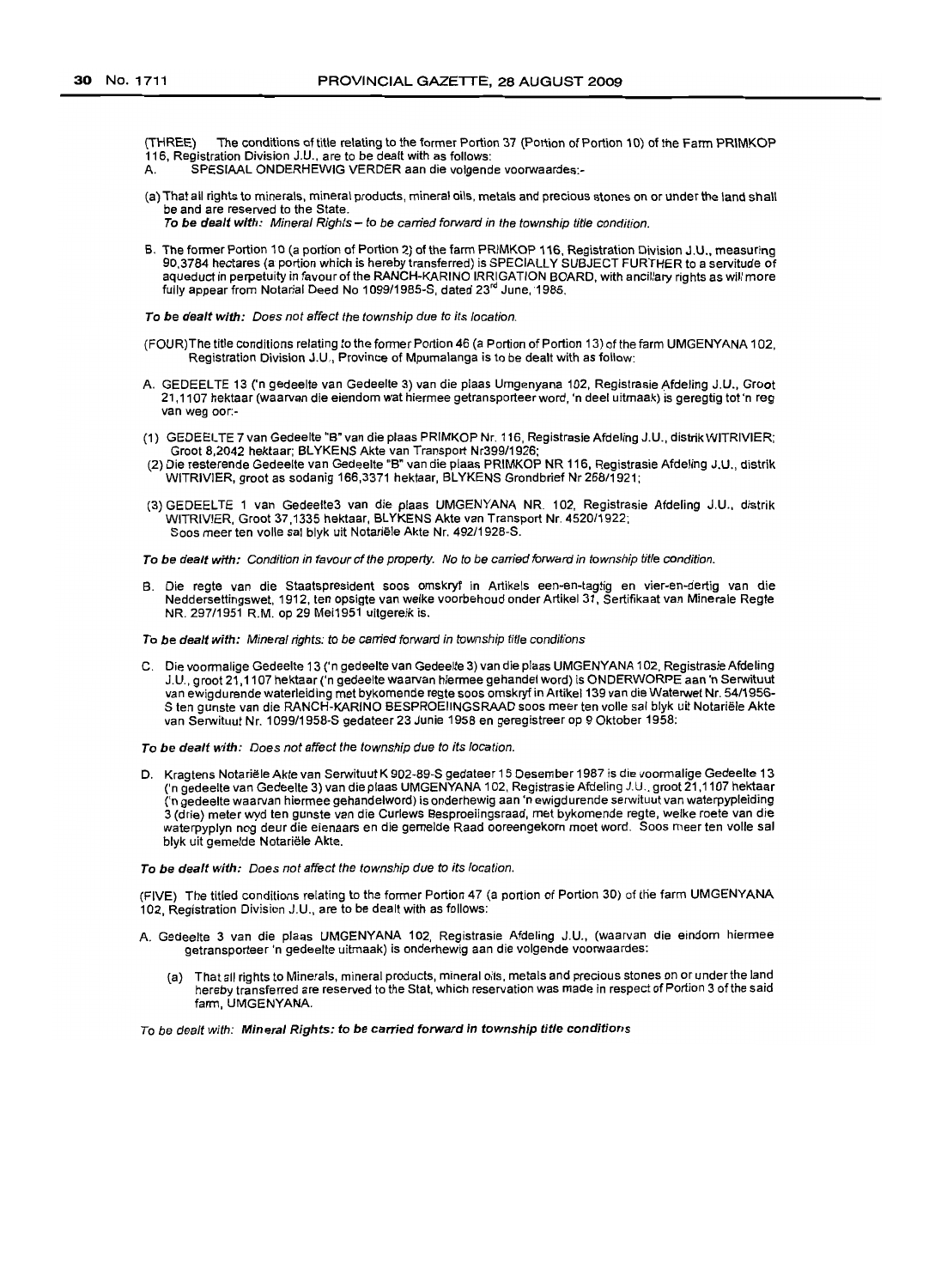(THREE) The conditions of title relating to the former Portion 37 (Portion of Portion 10) of the Farm PRIMKOP 116, Registration Division J.U., are to be dealt with as follows:

A. SPESIAAL ONDERHEWIG VERDER aan die volgende voorwaardes:-

(a) That all rights to minerals, mineral products, mineral oils, metals and precious stones on or under the land shall be and are reserved to the State.
*To be dealt with: Mineral Rights – to be carried forward in the township title condition.*

B. The former Portion 10 (a portion of Portion 2) of the farm PRIMKOP 116, Registration Division J.U., measuring 90,3784 hectares (a portion which is hereby transferred) is SPECIALLY SUBJECT FURTHER to a servitude of aqueduct in perpetuity in favour of the RANCH-KARINO IRRIGATION BOARD, with ancillary rights as will more fully appear from Notarial Deed No 1099/1985-S, dated 23[rd] June, 1985.

***To be dealt with:*** *Does not affect the township due to its location.*

(FOUR) The title conditions relating to the former Portion 46 (a Portion of Portion 13) of the farm UMGENYANA 102, Registration Division J.U., Province of Mpumalanga is to be dealt with as follow:

A. GEDEELTE 13 ('n gedeelte van Gedeelte 3) van die plaas Umgenyana 102, Registrasie Afdeling J.U., Groot 21,1107 hektaar (waarvan die eiendom wat hiermee getransporteer word, 'n deel uitmaak) is geregtig tot 'n reg van weg oor:-

(1) GEDEELTE 7 van Gedeelte "B" van die plaas PRIMKOP Nr. 116, Registrasie Afdeling J.U., distrik WITRIVIER; Groot 8,2042 hektaar; BLYKENS Akte van Transport Nr399/1926;
(2) Die resterende Gedeelte van Gedeelte "B" van die plaas PRIMKOP NR 116, Registrasie Afdeling J.U., distrik WITRIVIER, groot as sodanig 166,3371 hektaar, BLYKENS Grondbrief Nr 268/1921;
(3) GEDEELTE 1 van Gedeelte3 van die plaas UMGENYANA NR. 102, Registrasie Afdeling J.U., distrik WITRIVIER, Groot 37,1335 hektaar, BLYKENS Akte van Transport Nr. 4520/1922;
Soos meer ten volle sal blyk uit Notariële Akte Nr. 492/1928-S.

***To be dealt with:*** *Condition in favour of the property. No to be carried forward in township title condition.*

B. Die regte van die Staatspresident soos omskryf in Artikels een-en-tagtig en vier-en-dertig van die Neddersettingswet, 1912, ten opsigte van welke voorbehoud onder Artikel 31, Sertifikaat van Minerale Regte NR. 297/1951 R.M. op 29 Mei1951 uitgereik is.

***To be dealt with:*** *Mineral rights: to be carried forward in township title conditions*

C. Die voormalige Gedeelte 13 ('n gedeelte van Gedeelte 3) van die plaas UMGENYANA 102, Registrasie Afdeling J.U., groot 21,1107 hektaar ('n gedeelte waarvan hiermee gehandel word) is ONDERWORPE aan 'n Serwituut van ewigdurende waterleiding met bykomende regte soos omskryf in Artikel 139 van die Waterwet Nr. 54/1956-S ten gunste van die RANCH-KARINO BESPROEIINGSRAAD soos meer ten volle sal blyk uit Notariële Akte van Serwituut Nr. 1099/1958-S gedateer 23 Junie 1958 en geregistreer op 9 Oktober 1958:

***To be dealt with:*** *Does not affect the township due to its location.*

D. Kragtens Notariële Akte van Serwituut K 902-89-S gedateer 15 Desember 1987 is die voormalige Gedeelte 13 ('n gedeelte van Gedeelte 3) van die plaas UMGENYANA 102, Registrasie Afdeling J.U., groot 21,1107 hektaar ('n gedeelte waarvan hiermee gehandelword) is onderhewig aan 'n ewigdurende serwituut van waterpypleiding 3 (drie) meter wyd ten gunste van die Curlews Besproeiingsraad, met bykomende regte, welke roete van die waterpyplyn nog deur die eienaars en die gemelde Raad ooreengekom moet word. Soos meer ten volle sal blyk uit gemelde Notariële Akte.

***To be dealt with:*** *Does not affect the township due to its location.*

(FIVE) The titled conditions relating to the former Portion 47 (a portion of Portion 30) of the farm UMGENYANA 102, Registration Division J.U., are to be dealt with as follows:

A. Gedeelte 3 van die plaas UMGENYANA 102, Registrasie Afdeling J.U., (waarvan die eindom hiermee getransporteer 'n gedeelte uitmaak) is onderhewig aan die volgende voorwaardes:

(a) That all rights to Minerals, mineral products, mineral oils, metals and precious stones on or under the land hereby transferred are reserved to the Stat, which reservation was made in respect of Portion 3 of the said farm, UMGENYANA.

*To be dealt with:* ***Mineral Rights: to be carried forward in township title conditions***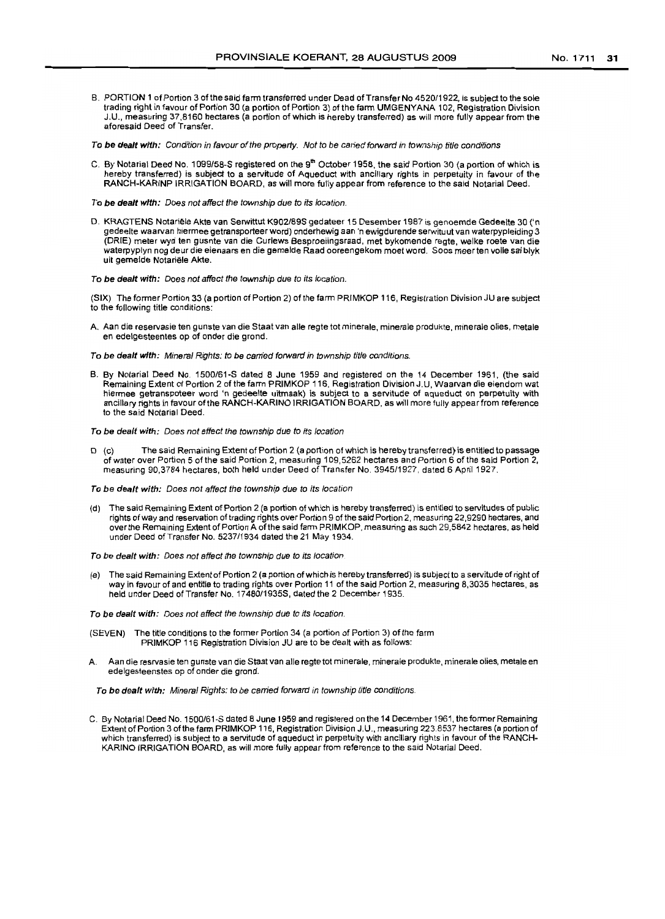B. PORTION 1 of Portion 3 of the said farm transferred under Dead of Transfer No 4520/1922, is subject to the sole trading right in favour of Portion 30 (a portion of Portion 3) of the farm UMGENYANA 102, Registration Division J.U., measuring 37,8160 hectares (a portion of which is hereby transferred) as will more fully appear from the aforesaid Deed of Transfer.

***To be dealt with:*** *Condition in favour of the property. Not to be caried forward in township title conditions*

C. By Notarial Deed No. 1099/58-S registered on the 9th October 1958, the said Portion 30 (a portion of which is hereby transferred) is subject to a servitude of Aqueduct with ancillary rights in perpetuity in favour of the RANCH-KARINP IRRIGATION BOARD, as will more fully appear from reference to the said Notarial Deed.

***To be dealt with:*** *Does not affect the township due to its location.*

D. KRAGTENS Notariële Akte van Serwittut K902/89S gedateer 15 Desember 1987 is genoemde Gedeelte 30 ('n gedeelte waarvan hiermee getransporteer word) onderhewig aan 'n ewigdurende serwituut van waterpypleiding 3 (DRIE) meter wyd ten gusnte van die Curlews Besproeiingsraad, met bykomende regte, welke roete van die waterpyplyn nog deur die eienaars en die gemelde Raad ooreengekom moet word. Soos meer ten volle sal blyk uit gemelde Notariële Akte.

***To be dealt with:*** *Does not affect the township due to its location.*

(SIX) The former Portion 33 (a portion of Portion 2) of the farm PRIMKOP 116, Registration Division JU are subject to the following title conditions:

A. Aan die reservasie ten gunste van die Staat van alle regte tot minerale, minerale produkte, minerale olies, metale en edelgesteentes op of onder die grond.

***To be dealt with:*** *Mineral Rights: to be carried forward in township title conditions.*

B. By Notarial Deed No. 1500/61-S dated 8 June 1959 and registered on the 14 December 1961, (the said Remaining Extent of Portion 2 of the farm PRIMKOP 116, Registration Division J.U, Waarvan die eiendom wat hiermee getranspoteer word 'n gedeelte uitmaak) is subject to a servitude of aqueduct on perpetuity with ancillary rights in favour of the RANCH-KARINO IRRIGATION BOARD, as will more fully appear from reference to the said Notarial Deed.

***To be dealt with:*** *Does not effect the township due to its location*

D (c) The said Remaining Extent of Portion 2 (a portion of which is hereby transferred) is entitled to passage of water over Portion 5 of the said Portion 2, measuring 109,5262 hectares and Portion 6 of the said Portion 2, measuring 90,3784 hectares, both held under Deed of Transfer No. 3945/1927, dated 6 April 1927.

***To be dealt with:*** *Does not affect the township due to its location*

(d) The said Remaining Extent of Portion 2 (a portion of which is hereby transferred) is entitled to servitudes of public rights of way and reservation of trading rights over Portion 9 of the said Portion 2, measuring 22,9290 hectares, and over the Remaining Extent of Portion A of the said farm PRIMKOP, measuring as such 29,5842 hectares, as held under Deed of Transfer No. 5237/1934 dated the 21 May 1934.

***To be dealt with:*** *Does not affect the township due to its location*

(e) The said Remaining Extent of Portion 2 (a portion of which is hereby transferred) is subject to a servitude of right of way in favour of and entitle to trading rights over Portion 11 of the said Portion 2, measuring 8,3035 hectares, as held under Deed of Transfer No. 17480/1935S, dated the 2 December 1935.

***To be dealt with:*** *Does not affect the township due to its location.*

(SEVEN) The title conditions to the former Portion 34 (a portion of Portion 3) of the farm PRIMKOP 116 Registration Division JU are to be dealt with as follows:

A. Aan die resrvasie ten gunste van die Staat van alle regte tot minerale, minerale produkte, minerale olies, metale en edelgesteenstes op of onder die grond.

***To be dealt with:*** *Mineral Rights: to be carried forward in township title conditions.*

C. By Notarial Deed No. 1500/61-S dated 8 June 1959 and registered on the 14 December 1961, the former Remaining Extent of Portion 3 of the farm PRIMKOP 116, Registration Division J.U., measuring 223.8537 hectares (a portion of which transferred) is subject to a servitude of aqueduct in perpetuity with ancillary rights in favour of the RANCH-KARINO IRRIGATION BOARD, as will more fully appear from reference to the said Notarial Deed.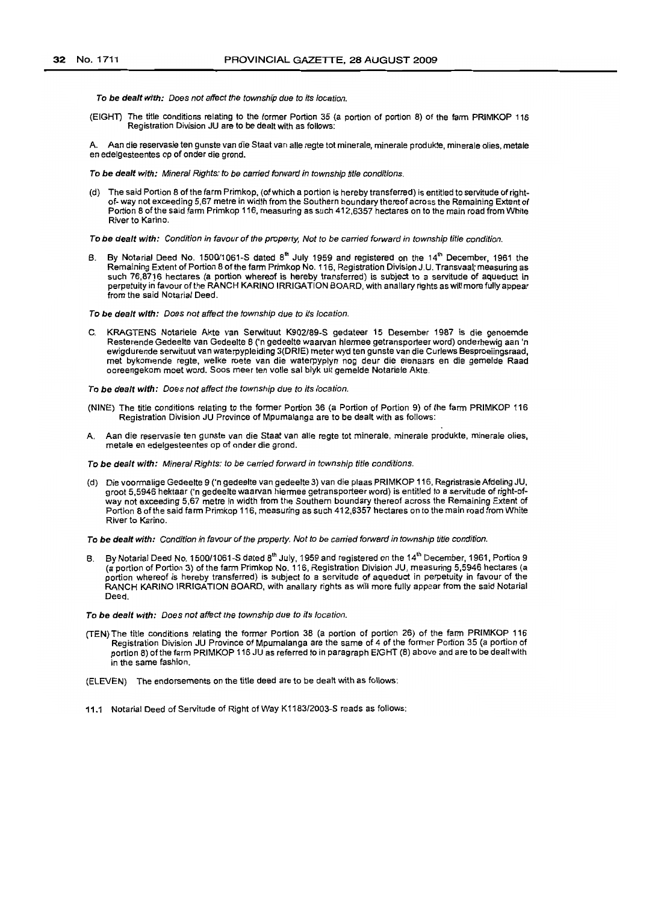*To be dealt with: Does not affect the township due to its location.*

(EIGHT) The title conditions relating to the former Portion 35 (a portion of portion 8) of the farm PRIMKOP 116 Registration Division JU are to be dealt with as follows:

A. Aan die reservasie ten gunste van die Staat van alle regte tot minerale, minerale produkte, minerale olies, metale en edelgesteentes op of onder die grond.

*To be dealt with: Mineral Rights: to be carried forward in township title conditions.*

(d) The said Portion 8 of the farm Primkop, (of which a portion is hereby transferred) is entitled to servitude of right-of- way not exceeding 5,67 metre in width from the Southern boundary thereof across the Remaining Extent of Portion 8 of the said farm Primkop 116, measuring as such 412,6357 hectares on to the main road from White River to Karino.

*To be dealt with: Condition in favour of the property, Not to be carried forward in township title condition.*

B. By Notarial Deed No. 1500/1061-S dated 8th July 1959 and registered on the 14th December, 1961 the Remaining Extent of Portion 8 of the farm Primkop No. 116, Registration Division J.U. Transvaal; measuring as such 76,8716 hectares (a portion whereof is hereby transferred) is subject to a servitude of aqueduct in perpetuity in favour of the RANCH KARINO IRRIGATION BOARD, with anallary rights as will more fully appear from the said Notarial Deed.

*To be dealt with: Does not affect the township due to its location.*

C. KRAGTENS Notariele Akte van Serwituut K902/89-S gedateer 15 Desember 1987 is die genoemde Resterende Gedeelte van Gedeelte 8 ('n gedeelte waarvan hiermee getransporteer word) onderhewig aan 'n ewigdurende serwituut van waterpypleiding 3(DRIE) meter wyd ten gunste van die Curlews Besproeiingsraad, met bykomende regte, welke roete van die waterpyplyn nog deur die eienaars en die gemelde Raad ooreengekom moet word. Soos meer ten volle sal blyk uit gemelde Notariele Akte.

*To be dealt with: Does not affect the township due to its location.*

(NINE) The title conditions relating to the former Portion 36 (a Portion of Portion 9) of the farm PRIMKOP 116 Registration Division JU Province of Mpumalanga are to be dealt with as follows:

A. Aan die reservasie ten gunste van die Staat van alle regte tot minerale, minerale produkte, minerale olies, metale en edelgesteentes op of onder die grond.

*To be dealt with: Mineral Rights: to be carried forward in township title conditions.*

(d) Die voormalige Gedeelte 9 ('n gedeelte van gedeelte 3) van die plaas PRIMKOP 116, Registrasie Afdeling JU, groot 5,5946 hektaar ('n gedeelte waarvan hiermee getransporteer word) is entitled to a servitude of right-of-way not exceeding 5,67 metre in width from the Southern boundary thereof across the Remaining Extent of Portion 8 of the said farm Primkop 116, measuring as such 412,6357 hectares on to the main road from White River to Karino.

*To be dealt with: Condition in favour of the property. Not to be carried forward in township title condition.*

B. By Notarial Deed No. 1500/1061-S dated 8th July, 1959 and registered on the 14th December, 1961, Portion 9 (a portion of Portion 3) of the farm Primkop No. 116, Registration Division JU, measuring 5,5946 hectares (a portion whereof is hereby transferred) is subject to a servitude of aqueduct in perpetuity in favour of the RANCH KARINO IRRIGATION BOARD, with anallary rights as will more fully appear from the said Notarial Deed.

*To be dealt with: Does not affect the township due to its location.*

(TEN) The title conditions relating the former Portion 38 (a portion of portion 26) of the farm PRIMKOP 116 Registration Division JU Province of Mpumalanga are the same of 4 of the former Portion 35 (a portion of portion 8) of the farm PRIMKOP 116 JU as referred to in paragraph EIGHT (8) above and are to be dealt with in the same fashion.

(ELEVEN) The endorsements on the title deed are to be dealt with as follows:

11.1 Notarial Deed of Servitude of Right of Way K1183/2003-S reads as follows: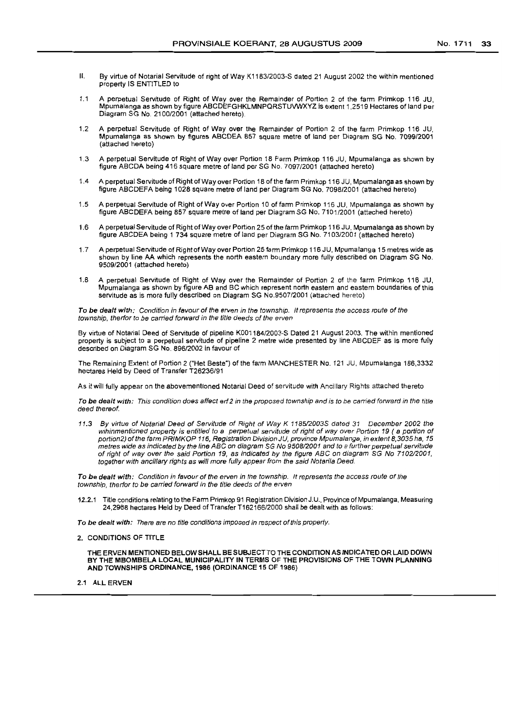II. By virtue of Notarial Servitude of right of Way K1183/2003-S dated 21 August 2002 the within mentioned property IS ENTITLED to

1.1 A perpetual Servitude of Right of Way over the Remainder of Portion 2 of the farm Primkop 116 JU, Mpumalanga as shown by figure ABCDEFGHKLMNPQRSTUVWXYZ is extent 1,2519 Hectares of land per Diagram SG No. 2100/2001 (attached hereto).

1.2 A perpetual Servitude of Right of Way over the Remainder of Portion 2 of the farm Primkop 116 JU, Mpumalanga as shown by figures ABCDEA 857 square metre of land per Diagram SG No. 7099/2001 (attached hereto)

1.3 A perpetual Servitude of Right of Way over Portion 18 Farm Primkop 116 JU, Mpumalanga as shown by figure ABCDA being 416 square metre of land per SG No. 7097/2001 (attached hereto)

1.4 A perpetual Servitude of Right of Way over Portion 18 of the farm Primkop 116 JU, Mpumalanga as shown by figure ABCDEFA being 1028 square metre of land per Diagram SG No. 7098/2001 (attached hereto)

1.5 A perpetual Servitude of Right of Way over Portion 10 of farm Primkop 116 JU, Mpumalanga as shown by figure ABCDEFA being 857 square metre of land per Diagram SG No. 7101/2001 (attached hereto)

1.6 A perpetual Servitude of Right of Way over Portion 25 of the farm Primkop 116 JU, Mpumalanga as shown by figure ABCDEA being 1 734 square metre of land per Diagram SG No. 7103/2001 (attached hereto)

1.7 A perpetual Servitude of Right of Way over Portion 25 farm Primkop 116 JU, Mpumalanga 15 metres wide as shown by line AA which represents the north eastern boundary more fully described on Diagram SG No. 9509/2001 (attached hereto)

1.8 A perpetual Servitude of Right of Way over the Remainder of Portion 2 of the farm Primkop 116 JU, Mpumalanga as shown by figure AB and BC which represent north eastern and eastern boundaries of this servitude as is more fully described on Diagram SG No.9507/2001 (attached hereto)

***To be dealt with:*** *Condition in favour of the erven in the township. It represents the access route of the township, therfor to be carried forward in the title deeds of the erven*

By virtue of Notarial Deed of Servitude of pipeline K001184/2003-S Dated 21 August 2003. The within mentioned property is subject to a perpetual servitude of pipeline 2 metre wide presented by line ABCDEF as is more fully described on Diagram SG No. 896/2002 in favour of

The Remaining Extent of Portion 2 ("Het Beste") of the farm MANCHESTER No. 121 JU, Mpumalanga 186,3332 hectares Held by Deed of Transfer T26236/91

As it will fully appear on the abovementioned Notarial Deed of servitude with Ancillary Rights attached thereto

***To be dealt with:*** *This condition does affect erf 2 in the proposed township and is to be carried forward in the title deed thereof.*

*11.3 By virtue of Notarial Deed of Servitude of Right of Way K 1185/2003S dated 31 December 2002 the wihinmentioned property is entitled to a perpetual servitude of right of way over Portion 19 ( a portion of portion2) of the farm PRIMKOP 116, Registration Division JU, province Mpumalanga, in extent 8,3035 ha, 15 metres wide as indicated by the line ABC on diagram SG No 9508/2001 and to a further perpetual servitude of right of way over the said Portion 19, as indicated by the figure ABC on diagram SG No 7102/2001, together with ancillary rights as will more fully appear from the said Notarila Deed.*

***To be dealt with:*** *Condition in favour of the erven in the township. It represents the access route of the township, therfor to be carried forward in the title deeds of the erven*

12.2.1 Title conditions relating to the Farm Primkop 91 Registration Division J.U., Province of Mpumalanga, Measuring 24,2988 hectares Held by Deed of Transfer T162166/2000 shall be dealt with as follows:

***To be dealt with:*** *There are no title conditions imposed in respect of this property.*

2. CONDITIONS OF TITLE

**THE ERVEN MENTIONED BELOW SHALL BE SUBJECT TO THE CONDITION AS INDICATED OR LAID DOWN BY THE MBOMBELA LOCAL MUNICIPALITY IN TERMS OF THE PROVISIONS OF THE TOWN PLANNING AND TOWNSHIPS ORDINANCE, 1986 (ORDINANCE 15 OF 1986)**

2.1 ALL ERVEN